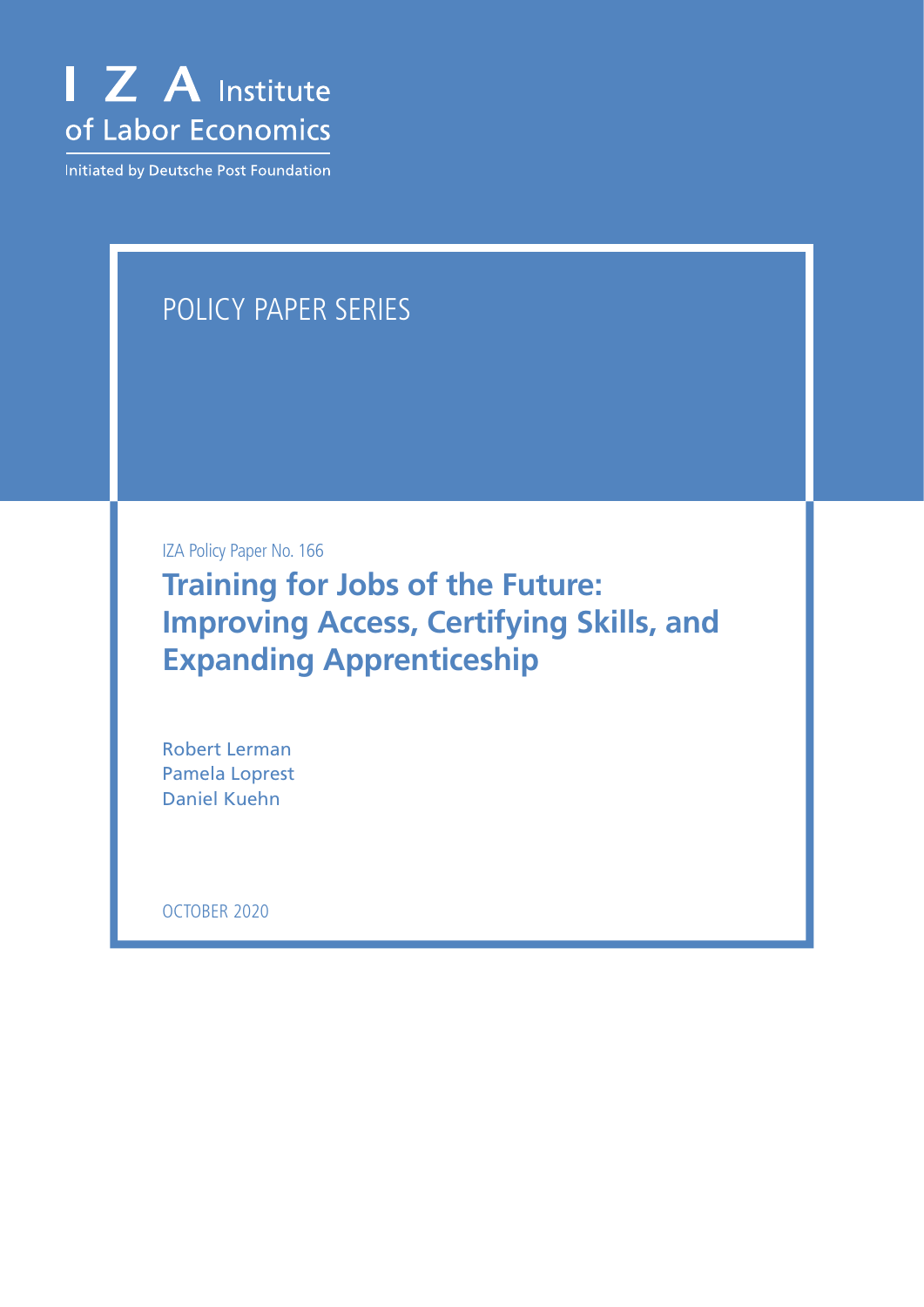I Z A Institute of Labor Economics

Initiated by Deutsche Post Foundation

POLICY PAPER SERIES

IZA Policy Paper No. 166

# Training for Jobs of the Future: Improving Access, Certifying Skills, and Expanding Apprenticeship

Robert Lerman
Pamela Loprest
Daniel Kuehn

OCTOBER 2020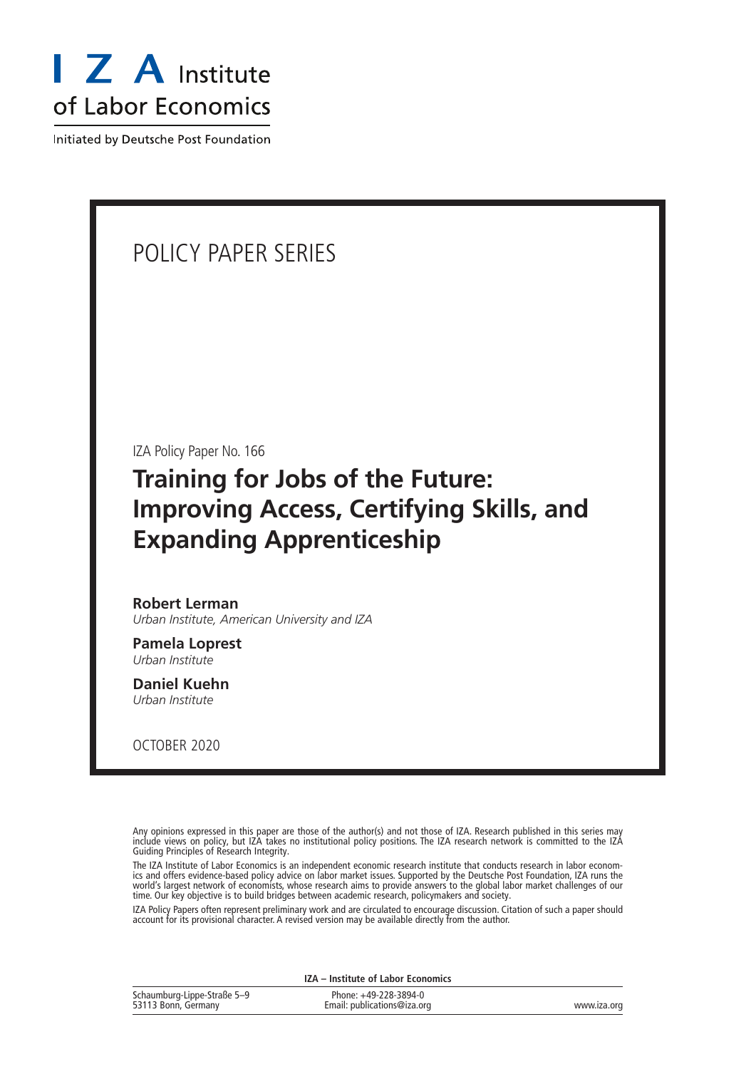I Z A Institute of Labor Economics

Initiated by Deutsche Post Foundation

POLICY PAPER SERIES

IZA Policy Paper No. 166

# Training for Jobs of the Future: Improving Access, Certifying Skills, and Expanding Apprenticeship

**Robert Lerman**
*Urban Institute, American University and IZA*

**Pamela Loprest**
*Urban Institute*

**Daniel Kuehn**
*Urban Institute*

OCTOBER 2020

Any opinions expressed in this paper are those of the author(s) and not those of IZA. Research published in this series may include views on policy, but IZA takes no institutional policy positions. The IZA research network is committed to the IZA Guiding Principles of Research Integrity.

The IZA Institute of Labor Economics is an independent economic research institute that conducts research in labor economics and offers evidence-based policy advice on labor market issues. Supported by the Deutsche Post Foundation, IZA runs the world's largest network of economists, whose research aims to provide answers to the global labor market challenges of our time. Our key objective is to build bridges between academic research, policymakers and society.

IZA Policy Papers often represent preliminary work and are circulated to encourage discussion. Citation of such a paper should account for its provisional character. A revised version may be available directly from the author.

**IZA – Institute of Labor Economics**

Schaumburg-Lippe-Straße 5–9
53113 Bonn, Germany

Phone: +49-228-3894-0
Email: publications@iza.org

www.iza.org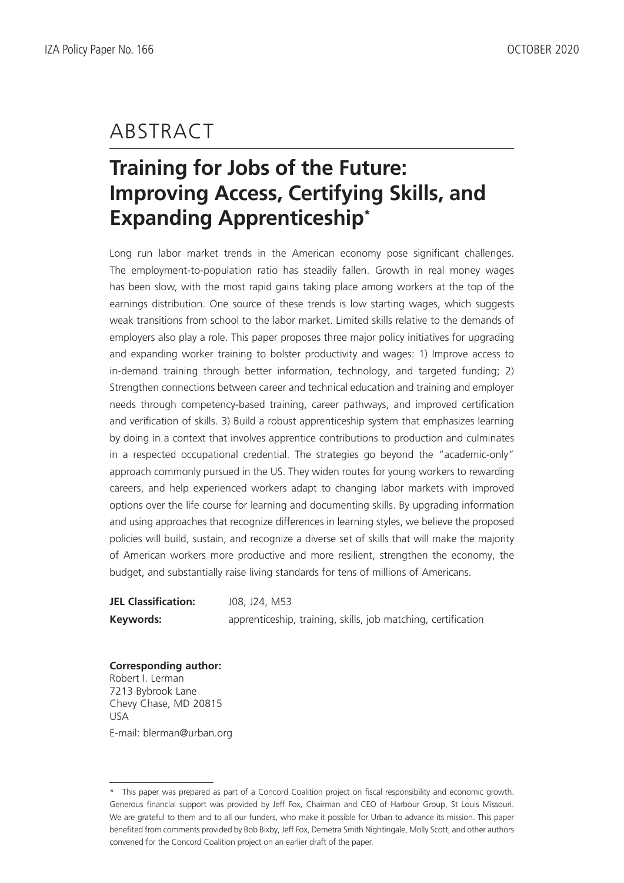# ABSTRACT

## Training for Jobs of the Future: Improving Access, Certifying Skills, and Expanding Apprenticeship*

Long run labor market trends in the American economy pose significant challenges. The employment-to-population ratio has steadily fallen. Growth in real money wages has been slow, with the most rapid gains taking place among workers at the top of the earnings distribution. One source of these trends is low starting wages, which suggests weak transitions from school to the labor market. Limited skills relative to the demands of employers also play a role. This paper proposes three major policy initiatives for upgrading and expanding worker training to bolster productivity and wages: 1) Improve access to in-demand training through better information, technology, and targeted funding; 2) Strengthen connections between career and technical education and training and employer needs through competency-based training, career pathways, and improved certification and verification of skills. 3) Build a robust apprenticeship system that emphasizes learning by doing in a context that involves apprentice contributions to production and culminates in a respected occupational credential. The strategies go beyond the "academic-only" approach commonly pursued in the US. They widen routes for young workers to rewarding careers, and help experienced workers adapt to changing labor markets with improved options over the life course for learning and documenting skills. By upgrading information and using approaches that recognize differences in learning styles, we believe the proposed policies will build, sustain, and recognize a diverse set of skills that will make the majority of American workers more productive and more resilient, strengthen the economy, the budget, and substantially raise living standards for tens of millions of Americans.

**JEL Classification:** J08, J24, M53

**Keywords:** apprenticeship, training, skills, job matching, certification

**Corresponding author:**
Robert I. Lerman
7213 Bybrook Lane
Chevy Chase, MD 20815
USA
E-mail: blerman@urban.org

---

* This paper was prepared as part of a Concord Coalition project on fiscal responsibility and economic growth. Generous financial support was provided by Jeff Fox, Chairman and CEO of Harbour Group, St Louis Missouri. We are grateful to them and to all our funders, who make it possible for Urban to advance its mission. This paper benefited from comments provided by Bob Bixby, Jeff Fox, Demetra Smith Nightingale, Molly Scott, and other authors convened for the Concord Coalition project on an earlier draft of the paper.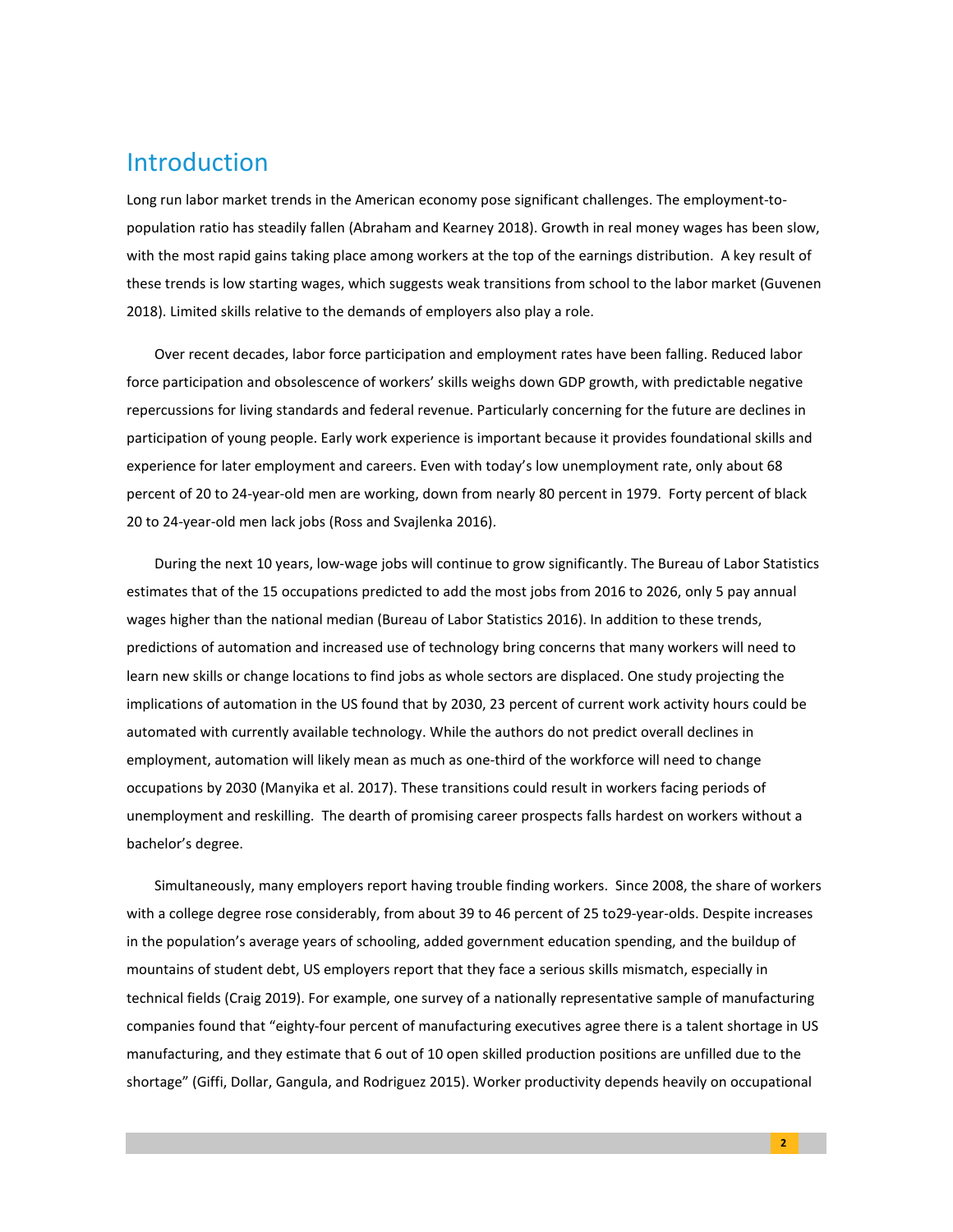# Introduction

Long run labor market trends in the American economy pose significant challenges. The employment-to-population ratio has steadily fallen (Abraham and Kearney 2018). Growth in real money wages has been slow, with the most rapid gains taking place among workers at the top of the earnings distribution. A key result of these trends is low starting wages, which suggests weak transitions from school to the labor market (Guvenen 2018). Limited skills relative to the demands of employers also play a role.

Over recent decades, labor force participation and employment rates have been falling. Reduced labor force participation and obsolescence of workers' skills weighs down GDP growth, with predictable negative repercussions for living standards and federal revenue. Particularly concerning for the future are declines in participation of young people. Early work experience is important because it provides foundational skills and experience for later employment and careers. Even with today's low unemployment rate, only about 68 percent of 20 to 24-year-old men are working, down from nearly 80 percent in 1979. Forty percent of black 20 to 24-year-old men lack jobs (Ross and Svajlenka 2016).

During the next 10 years, low-wage jobs will continue to grow significantly. The Bureau of Labor Statistics estimates that of the 15 occupations predicted to add the most jobs from 2016 to 2026, only 5 pay annual wages higher than the national median (Bureau of Labor Statistics 2016). In addition to these trends, predictions of automation and increased use of technology bring concerns that many workers will need to learn new skills or change locations to find jobs as whole sectors are displaced. One study projecting the implications of automation in the US found that by 2030, 23 percent of current work activity hours could be automated with currently available technology. While the authors do not predict overall declines in employment, automation will likely mean as much as one-third of the workforce will need to change occupations by 2030 (Manyika et al. 2017). These transitions could result in workers facing periods of unemployment and reskilling. The dearth of promising career prospects falls hardest on workers without a bachelor's degree.

Simultaneously, many employers report having trouble finding workers. Since 2008, the share of workers with a college degree rose considerably, from about 39 to 46 percent of 25 to29-year-olds. Despite increases in the population's average years of schooling, added government education spending, and the buildup of mountains of student debt, US employers report that they face a serious skills mismatch, especially in technical fields (Craig 2019). For example, one survey of a nationally representative sample of manufacturing companies found that "eighty-four percent of manufacturing executives agree there is a talent shortage in US manufacturing, and they estimate that 6 out of 10 open skilled production positions are unfilled due to the shortage" (Giffi, Dollar, Gangula, and Rodriguez 2015). Worker productivity depends heavily on occupational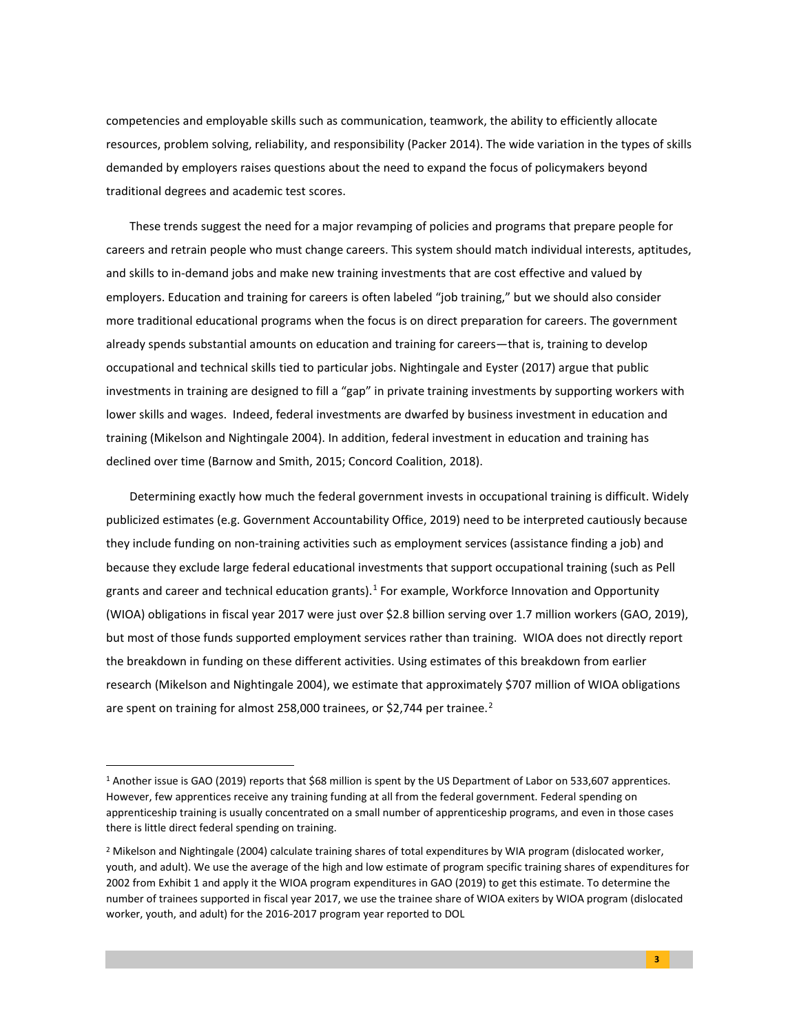competencies and employable skills such as communication, teamwork, the ability to efficiently allocate resources, problem solving, reliability, and responsibility (Packer 2014). The wide variation in the types of skills demanded by employers raises questions about the need to expand the focus of policymakers beyond traditional degrees and academic test scores.

These trends suggest the need for a major revamping of policies and programs that prepare people for careers and retrain people who must change careers. This system should match individual interests, aptitudes, and skills to in-demand jobs and make new training investments that are cost effective and valued by employers. Education and training for careers is often labeled "job training," but we should also consider more traditional educational programs when the focus is on direct preparation for careers. The government already spends substantial amounts on education and training for careers—that is, training to develop occupational and technical skills tied to particular jobs. Nightingale and Eyster (2017) argue that public investments in training are designed to fill a "gap" in private training investments by supporting workers with lower skills and wages. Indeed, federal investments are dwarfed by business investment in education and training (Mikelson and Nightingale 2004). In addition, federal investment in education and training has declined over time (Barnow and Smith, 2015; Concord Coalition, 2018).

Determining exactly how much the federal government invests in occupational training is difficult. Widely publicized estimates (e.g. Government Accountability Office, 2019) need to be interpreted cautiously because they include funding on non-training activities such as employment services (assistance finding a job) and because they exclude large federal educational investments that support occupational training (such as Pell grants and career and technical education grants).[1] For example, Workforce Innovation and Opportunity (WIOA) obligations in fiscal year 2017 were just over $2.8 billion serving over 1.7 million workers (GAO, 2019), but most of those funds supported employment services rather than training. WIOA does not directly report the breakdown in funding on these different activities. Using estimates of this breakdown from earlier research (Mikelson and Nightingale 2004), we estimate that approximately $707 million of WIOA obligations are spent on training for almost 258,000 trainees, or $2,744 per trainee.[2]

---

[1] Another issue is GAO (2019) reports that $68 million is spent by the US Department of Labor on 533,607 apprentices. However, few apprentices receive any training funding at all from the federal government. Federal spending on apprenticeship training is usually concentrated on a small number of apprenticeship programs, and even in those cases there is little direct federal spending on training.

[2] Mikelson and Nightingale (2004) calculate training shares of total expenditures by WIA program (dislocated worker, youth, and adult). We use the average of the high and low estimate of program specific training shares of expenditures for 2002 from Exhibit 1 and apply it the WIOA program expenditures in GAO (2019) to get this estimate. To determine the number of trainees supported in fiscal year 2017, we use the trainee share of WIOA exiters by WIOA program (dislocated worker, youth, and adult) for the 2016-2017 program year reported to DOL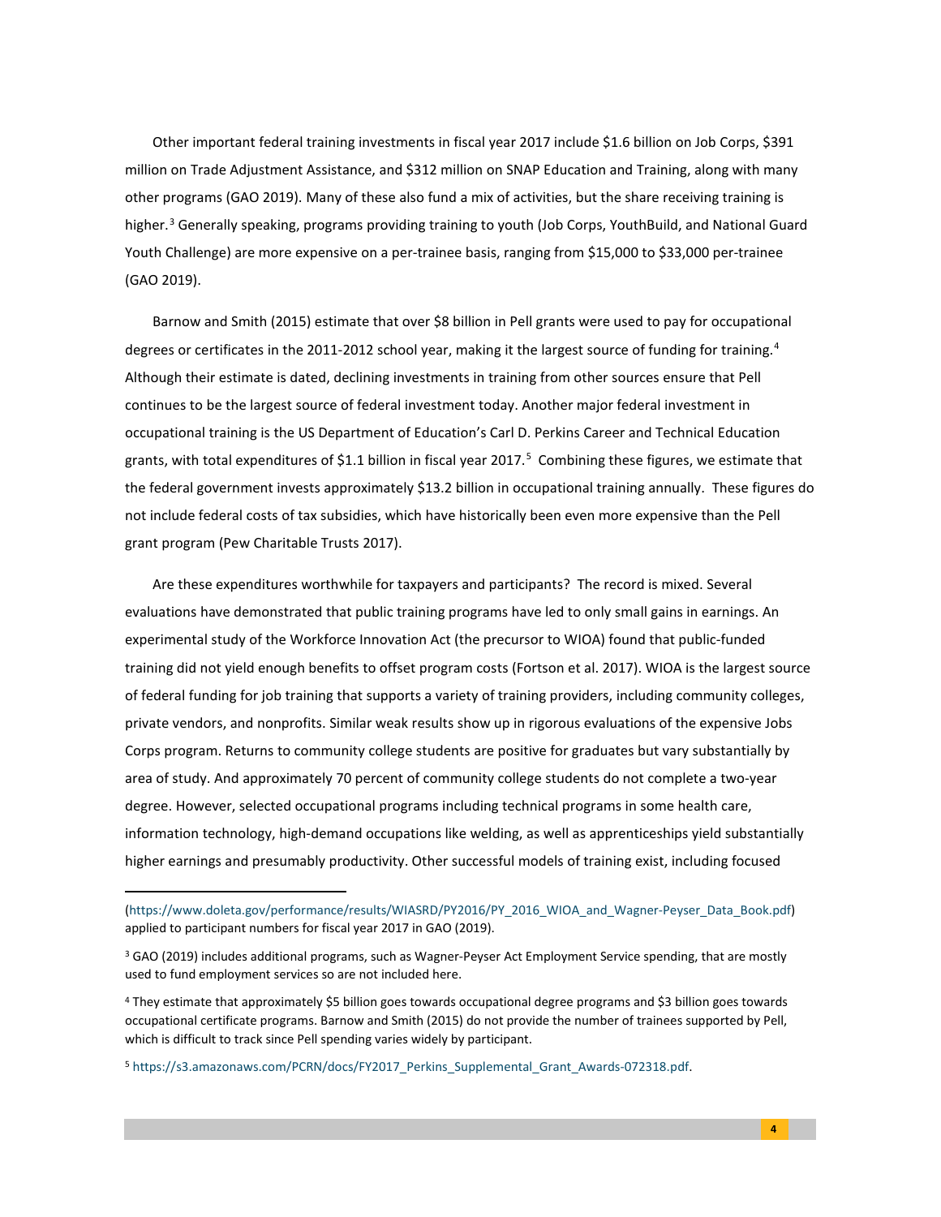Other important federal training investments in fiscal year 2017 include $1.6 billion on Job Corps, $391 million on Trade Adjustment Assistance, and $312 million on SNAP Education and Training, along with many other programs (GAO 2019). Many of these also fund a mix of activities, but the share receiving training is higher.[3] Generally speaking, programs providing training to youth (Job Corps, YouthBuild, and National Guard Youth Challenge) are more expensive on a per-trainee basis, ranging from $15,000 to $33,000 per-trainee (GAO 2019).

Barnow and Smith (2015) estimate that over $8 billion in Pell grants were used to pay for occupational degrees or certificates in the 2011-2012 school year, making it the largest source of funding for training.[4] Although their estimate is dated, declining investments in training from other sources ensure that Pell continues to be the largest source of federal investment today. Another major federal investment in occupational training is the US Department of Education's Carl D. Perkins Career and Technical Education grants, with total expenditures of $1.1 billion in fiscal year 2017.[5] Combining these figures, we estimate that the federal government invests approximately $13.2 billion in occupational training annually. These figures do not include federal costs of tax subsidies, which have historically been even more expensive than the Pell grant program (Pew Charitable Trusts 2017).

Are these expenditures worthwhile for taxpayers and participants? The record is mixed. Several evaluations have demonstrated that public training programs have led to only small gains in earnings. An experimental study of the Workforce Innovation Act (the precursor to WIOA) found that public-funded training did not yield enough benefits to offset program costs (Fortson et al. 2017). WIOA is the largest source of federal funding for job training that supports a variety of training providers, including community colleges, private vendors, and nonprofits. Similar weak results show up in rigorous evaluations of the expensive Jobs Corps program. Returns to community college students are positive for graduates but vary substantially by area of study. And approximately 70 percent of community college students do not complete a two-year degree. However, selected occupational programs including technical programs in some health care, information technology, high-demand occupations like welding, as well as apprenticeships yield substantially higher earnings and presumably productivity. Other successful models of training exist, including focused

---

(https://www.doleta.gov/performance/results/WIASRD/PY2016/PY_2016_WIOA_and_Wagner-Peyser_Data_Book.pdf) applied to participant numbers for fiscal year 2017 in GAO (2019).

[3] GAO (2019) includes additional programs, such as Wagner-Peyser Act Employment Service spending, that are mostly used to fund employment services so are not included here.

[4] They estimate that approximately $5 billion goes towards occupational degree programs and $3 billion goes towards occupational certificate programs. Barnow and Smith (2015) do not provide the number of trainees supported by Pell, which is difficult to track since Pell spending varies widely by participant.

[5] https://s3.amazonaws.com/PCRN/docs/FY2017_Perkins_Supplemental_Grant_Awards-072318.pdf.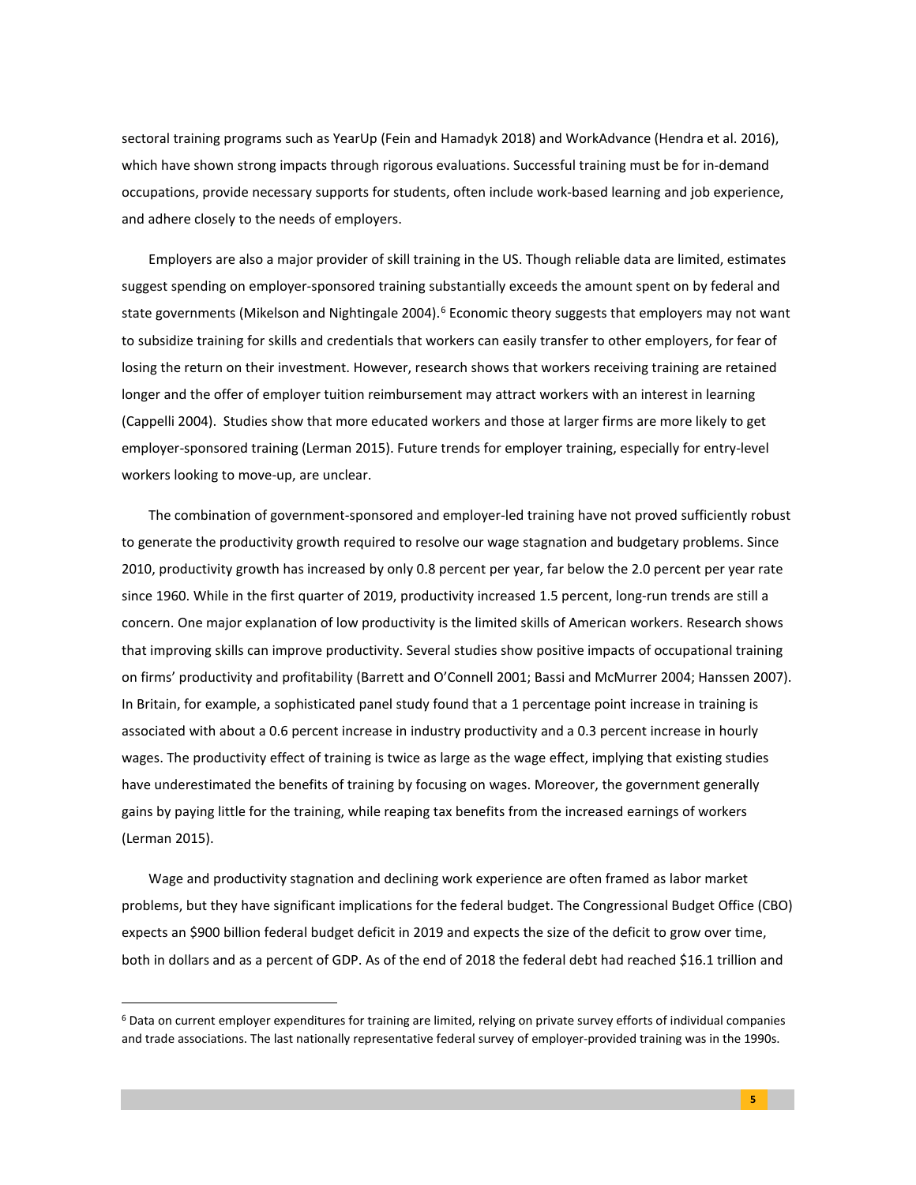sectoral training programs such as YearUp (Fein and Hamadyk 2018) and WorkAdvance (Hendra et al. 2016), which have shown strong impacts through rigorous evaluations. Successful training must be for in-demand occupations, provide necessary supports for students, often include work-based learning and job experience, and adhere closely to the needs of employers.

Employers are also a major provider of skill training in the US. Though reliable data are limited, estimates suggest spending on employer-sponsored training substantially exceeds the amount spent on by federal and state governments (Mikelson and Nightingale 2004).[6] Economic theory suggests that employers may not want to subsidize training for skills and credentials that workers can easily transfer to other employers, for fear of losing the return on their investment. However, research shows that workers receiving training are retained longer and the offer of employer tuition reimbursement may attract workers with an interest in learning (Cappelli 2004). Studies show that more educated workers and those at larger firms are more likely to get employer-sponsored training (Lerman 2015). Future trends for employer training, especially for entry-level workers looking to move-up, are unclear.

The combination of government-sponsored and employer-led training have not proved sufficiently robust to generate the productivity growth required to resolve our wage stagnation and budgetary problems. Since 2010, productivity growth has increased by only 0.8 percent per year, far below the 2.0 percent per year rate since 1960. While in the first quarter of 2019, productivity increased 1.5 percent, long-run trends are still a concern. One major explanation of low productivity is the limited skills of American workers. Research shows that improving skills can improve productivity. Several studies show positive impacts of occupational training on firms' productivity and profitability (Barrett and O'Connell 2001; Bassi and McMurrer 2004; Hanssen 2007). In Britain, for example, a sophisticated panel study found that a 1 percentage point increase in training is associated with about a 0.6 percent increase in industry productivity and a 0.3 percent increase in hourly wages. The productivity effect of training is twice as large as the wage effect, implying that existing studies have underestimated the benefits of training by focusing on wages. Moreover, the government generally gains by paying little for the training, while reaping tax benefits from the increased earnings of workers (Lerman 2015).

Wage and productivity stagnation and declining work experience are often framed as labor market problems, but they have significant implications for the federal budget. The Congressional Budget Office (CBO) expects an $900 billion federal budget deficit in 2019 and expects the size of the deficit to grow over time, both in dollars and as a percent of GDP. As of the end of 2018 the federal debt had reached $16.1 trillion and

[6] Data on current employer expenditures for training are limited, relying on private survey efforts of individual companies and trade associations. The last nationally representative federal survey of employer-provided training was in the 1990s.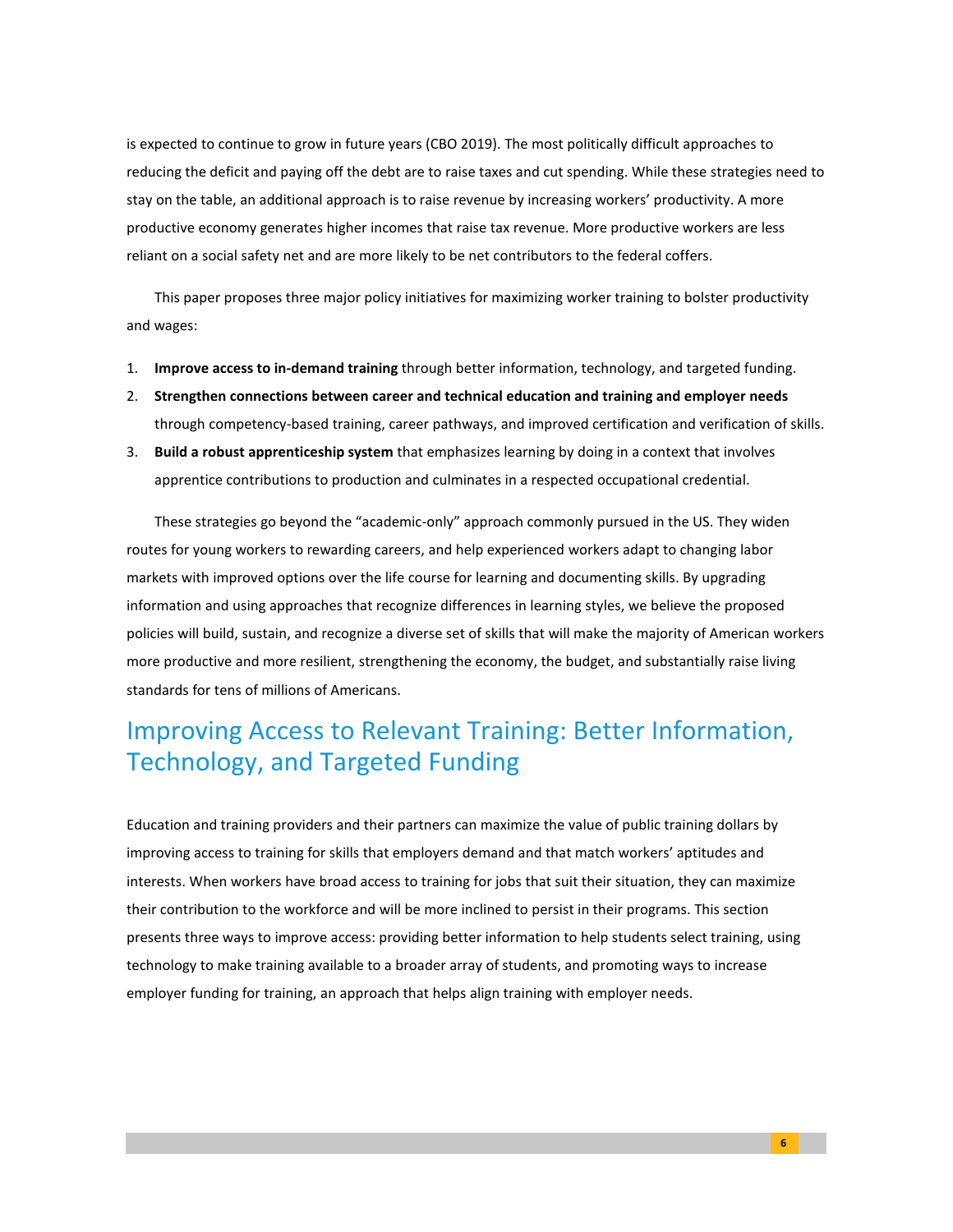is expected to continue to grow in future years (CBO 2019). The most politically difficult approaches to reducing the deficit and paying off the debt are to raise taxes and cut spending. While these strategies need to stay on the table, an additional approach is to raise revenue by increasing workers' productivity. A more productive economy generates higher incomes that raise tax revenue. More productive workers are less reliant on a social safety net and are more likely to be net contributors to the federal coffers.

This paper proposes three major policy initiatives for maximizing worker training to bolster productivity and wages:

1. **Improve access to in-demand training** through better information, technology, and targeted funding.
2. **Strengthen connections between career and technical education and training and employer needs** through competency-based training, career pathways, and improved certification and verification of skills.
3. **Build a robust apprenticeship system** that emphasizes learning by doing in a context that involves apprentice contributions to production and culminates in a respected occupational credential.

These strategies go beyond the "academic-only" approach commonly pursued in the US. They widen routes for young workers to rewarding careers, and help experienced workers adapt to changing labor markets with improved options over the life course for learning and documenting skills. By upgrading information and using approaches that recognize differences in learning styles, we believe the proposed policies will build, sustain, and recognize a diverse set of skills that will make the majority of American workers more productive and more resilient, strengthening the economy, the budget, and substantially raise living standards for tens of millions of Americans.

## Improving Access to Relevant Training: Better Information, Technology, and Targeted Funding

Education and training providers and their partners can maximize the value of public training dollars by improving access to training for skills that employers demand and that match workers' aptitudes and interests. When workers have broad access to training for jobs that suit their situation, they can maximize their contribution to the workforce and will be more inclined to persist in their programs. This section presents three ways to improve access: providing better information to help students select training, using technology to make training available to a broader array of students, and promoting ways to increase employer funding for training, an approach that helps align training with employer needs.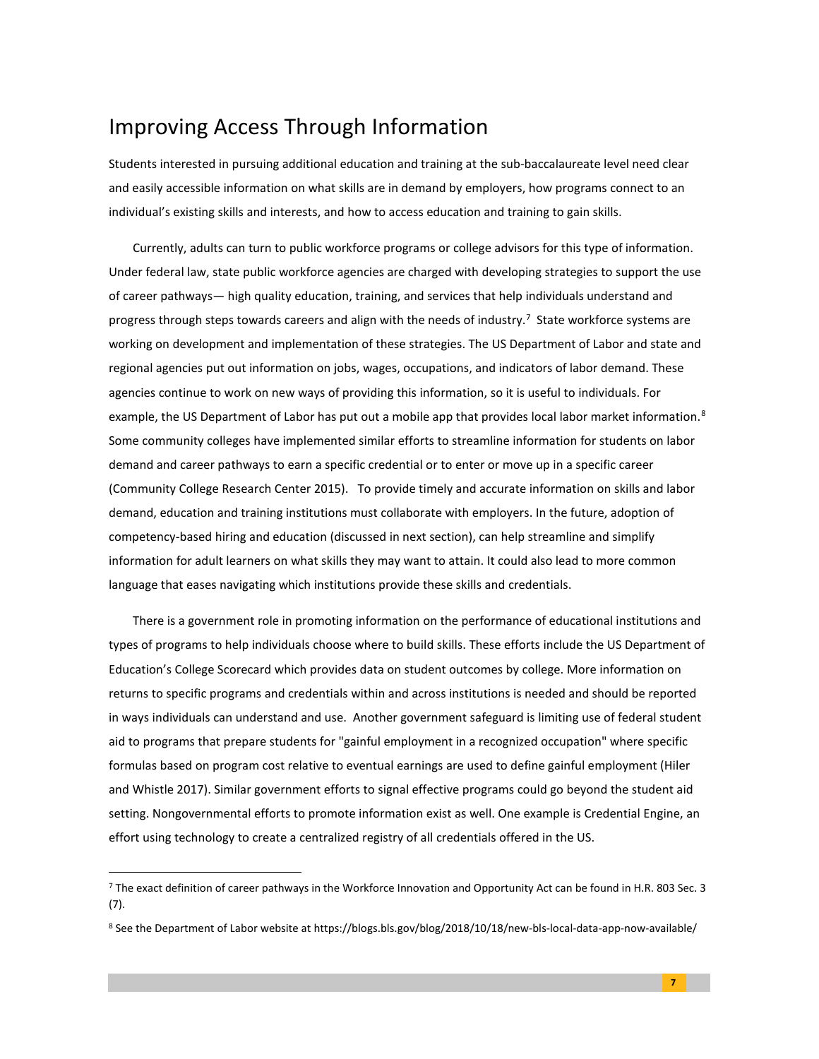## Improving Access Through Information

Students interested in pursuing additional education and training at the sub-baccalaureate level need clear and easily accessible information on what skills are in demand by employers, how programs connect to an individual's existing skills and interests, and how to access education and training to gain skills.

Currently, adults can turn to public workforce programs or college advisors for this type of information. Under federal law, state public workforce agencies are charged with developing strategies to support the use of career pathways— high quality education, training, and services that help individuals understand and progress through steps towards careers and align with the needs of industry.[7] State workforce systems are working on development and implementation of these strategies. The US Department of Labor and state and regional agencies put out information on jobs, wages, occupations, and indicators of labor demand. These agencies continue to work on new ways of providing this information, so it is useful to individuals. For example, the US Department of Labor has put out a mobile app that provides local labor market information.[8] Some community colleges have implemented similar efforts to streamline information for students on labor demand and career pathways to earn a specific credential or to enter or move up in a specific career (Community College Research Center 2015). To provide timely and accurate information on skills and labor demand, education and training institutions must collaborate with employers. In the future, adoption of competency-based hiring and education (discussed in next section), can help streamline and simplify information for adult learners on what skills they may want to attain. It could also lead to more common language that eases navigating which institutions provide these skills and credentials.

There is a government role in promoting information on the performance of educational institutions and types of programs to help individuals choose where to build skills. These efforts include the US Department of Education's College Scorecard which provides data on student outcomes by college. More information on returns to specific programs and credentials within and across institutions is needed and should be reported in ways individuals can understand and use. Another government safeguard is limiting use of federal student aid to programs that prepare students for "gainful employment in a recognized occupation" where specific formulas based on program cost relative to eventual earnings are used to define gainful employment (Hiler and Whistle 2017). Similar government efforts to signal effective programs could go beyond the student aid setting. Nongovernmental efforts to promote information exist as well. One example is Credential Engine, an effort using technology to create a centralized registry of all credentials offered in the US.

---

[7] The exact definition of career pathways in the Workforce Innovation and Opportunity Act can be found in H.R. 803 Sec. 3 (7).

[8] See the Department of Labor website at https://blogs.bls.gov/blog/2018/10/18/new-bls-local-data-app-now-available/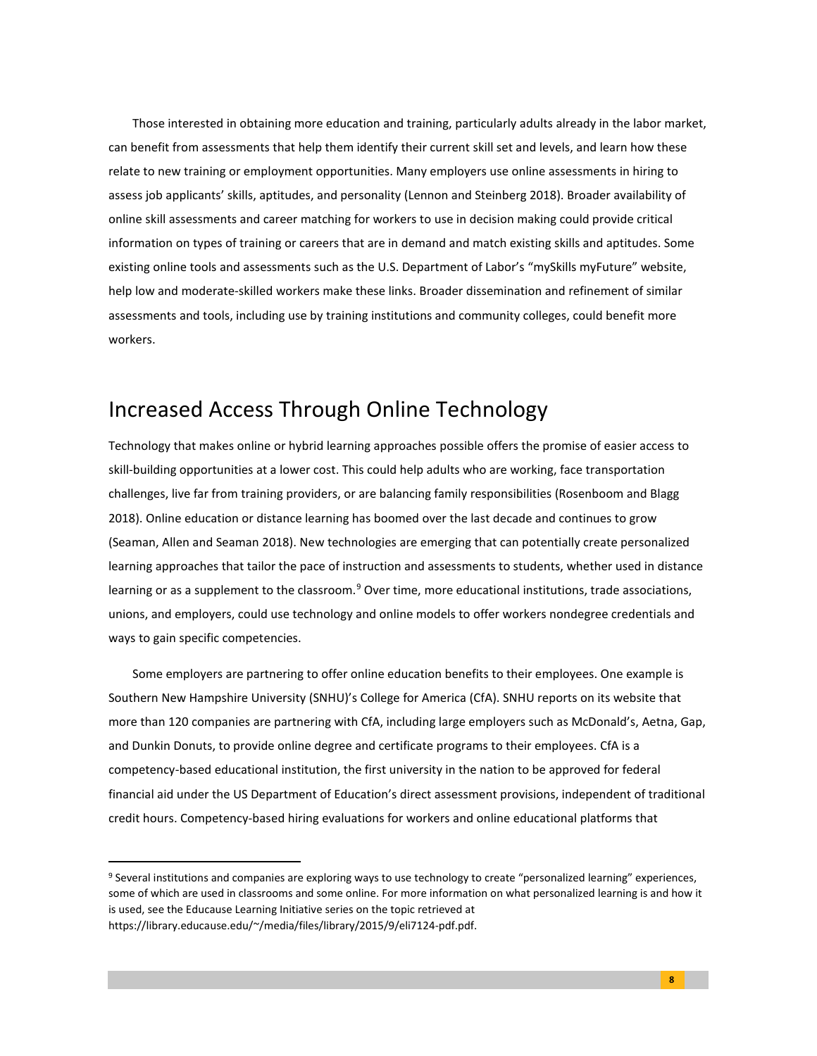Those interested in obtaining more education and training, particularly adults already in the labor market, can benefit from assessments that help them identify their current skill set and levels, and learn how these relate to new training or employment opportunities. Many employers use online assessments in hiring to assess job applicants' skills, aptitudes, and personality (Lennon and Steinberg 2018). Broader availability of online skill assessments and career matching for workers to use in decision making could provide critical information on types of training or careers that are in demand and match existing skills and aptitudes. Some existing online tools and assessments such as the U.S. Department of Labor's "mySkills myFuture" website, help low and moderate-skilled workers make these links. Broader dissemination and refinement of similar assessments and tools, including use by training institutions and community colleges, could benefit more workers.

## Increased Access Through Online Technology

Technology that makes online or hybrid learning approaches possible offers the promise of easier access to skill-building opportunities at a lower cost. This could help adults who are working, face transportation challenges, live far from training providers, or are balancing family responsibilities (Rosenboom and Blagg 2018). Online education or distance learning has boomed over the last decade and continues to grow (Seaman, Allen and Seaman 2018). New technologies are emerging that can potentially create personalized learning approaches that tailor the pace of instruction and assessments to students, whether used in distance learning or as a supplement to the classroom.[9] Over time, more educational institutions, trade associations, unions, and employers, could use technology and online models to offer workers nondegree credentials and ways to gain specific competencies.

Some employers are partnering to offer online education benefits to their employees. One example is Southern New Hampshire University (SNHU)'s College for America (CfA). SNHU reports on its website that more than 120 companies are partnering with CfA, including large employers such as McDonald's, Aetna, Gap, and Dunkin Donuts, to provide online degree and certificate programs to their employees. CfA is a competency-based educational institution, the first university in the nation to be approved for federal financial aid under the US Department of Education's direct assessment provisions, independent of traditional credit hours. Competency-based hiring evaluations for workers and online educational platforms that

[9] Several institutions and companies are exploring ways to use technology to create "personalized learning" experiences, some of which are used in classrooms and some online. For more information on what personalized learning is and how it is used, see the Educause Learning Initiative series on the topic retrieved at https://library.educause.edu/~/media/files/library/2015/9/eli7124-pdf.pdf.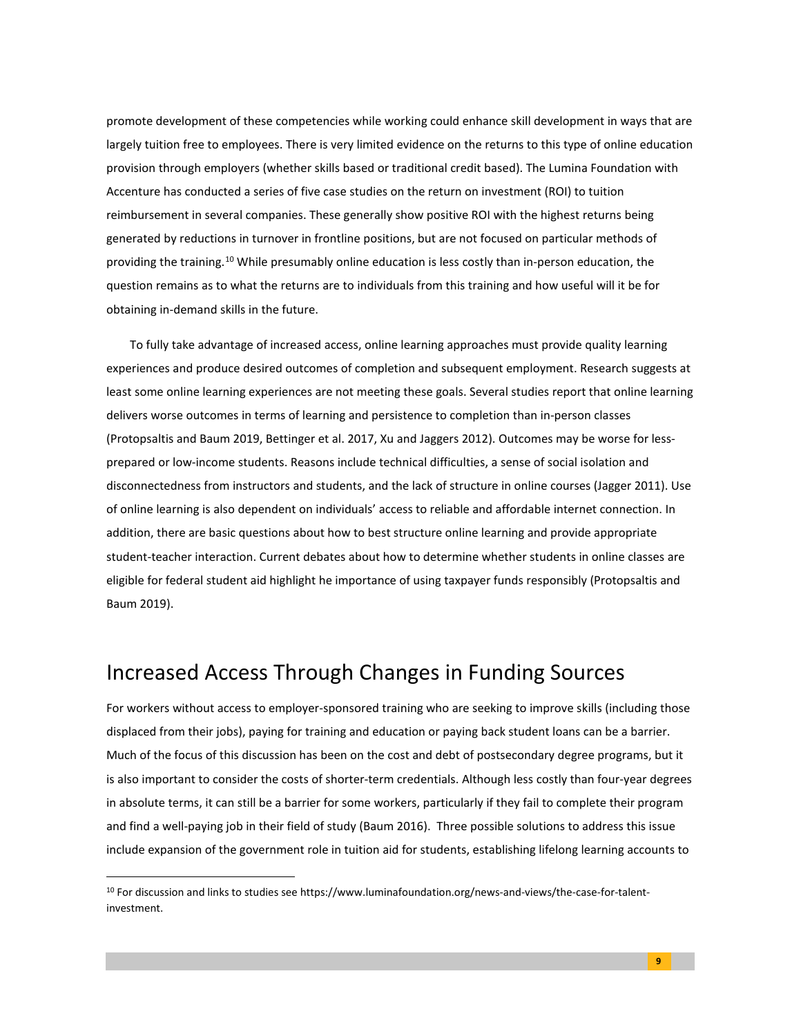promote development of these competencies while working could enhance skill development in ways that are largely tuition free to employees. There is very limited evidence on the returns to this type of online education provision through employers (whether skills based or traditional credit based). The Lumina Foundation with Accenture has conducted a series of five case studies on the return on investment (ROI) to tuition reimbursement in several companies. These generally show positive ROI with the highest returns being generated by reductions in turnover in frontline positions, but are not focused on particular methods of providing the training.[10] While presumably online education is less costly than in-person education, the question remains as to what the returns are to individuals from this training and how useful will it be for obtaining in-demand skills in the future.

To fully take advantage of increased access, online learning approaches must provide quality learning experiences and produce desired outcomes of completion and subsequent employment. Research suggests at least some online learning experiences are not meeting these goals. Several studies report that online learning delivers worse outcomes in terms of learning and persistence to completion than in-person classes (Protopsaltis and Baum 2019, Bettinger et al. 2017, Xu and Jaggers 2012). Outcomes may be worse for less-prepared or low-income students. Reasons include technical difficulties, a sense of social isolation and disconnectedness from instructors and students, and the lack of structure in online courses (Jagger 2011). Use of online learning is also dependent on individuals' access to reliable and affordable internet connection. In addition, there are basic questions about how to best structure online learning and provide appropriate student-teacher interaction. Current debates about how to determine whether students in online classes are eligible for federal student aid highlight he importance of using taxpayer funds responsibly (Protopsaltis and Baum 2019).

## Increased Access Through Changes in Funding Sources

For workers without access to employer-sponsored training who are seeking to improve skills (including those displaced from their jobs), paying for training and education or paying back student loans can be a barrier. Much of the focus of this discussion has been on the cost and debt of postsecondary degree programs, but it is also important to consider the costs of shorter-term credentials. Although less costly than four-year degrees in absolute terms, it can still be a barrier for some workers, particularly if they fail to complete their program and find a well-paying job in their field of study (Baum 2016). Three possible solutions to address this issue include expansion of the government role in tuition aid for students, establishing lifelong learning accounts to

[10] For discussion and links to studies see https://www.luminafoundation.org/news-and-views/the-case-for-talent-investment.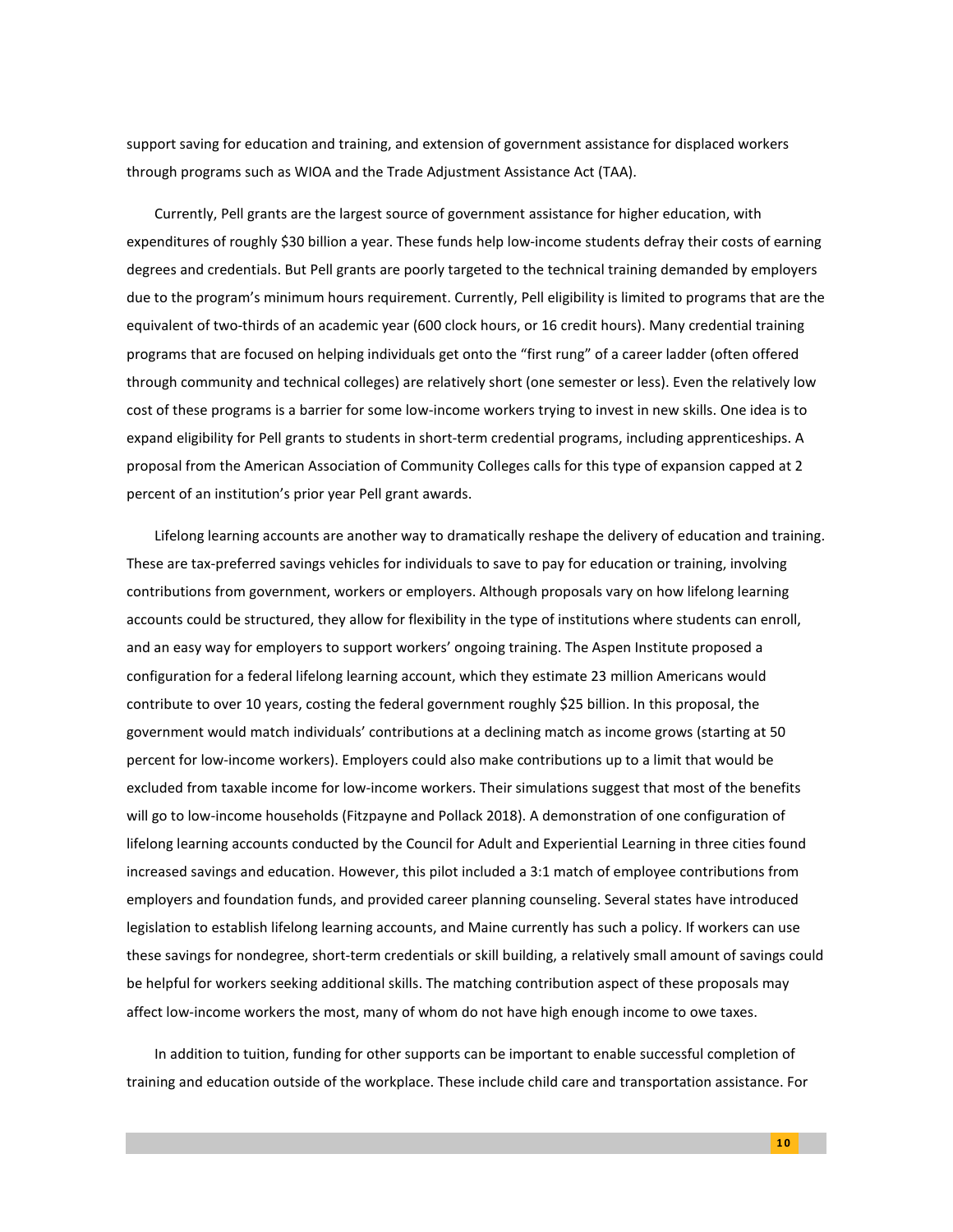support saving for education and training, and extension of government assistance for displaced workers through programs such as WIOA and the Trade Adjustment Assistance Act (TAA).

Currently, Pell grants are the largest source of government assistance for higher education, with expenditures of roughly $30 billion a year. These funds help low-income students defray their costs of earning degrees and credentials. But Pell grants are poorly targeted to the technical training demanded by employers due to the program's minimum hours requirement. Currently, Pell eligibility is limited to programs that are the equivalent of two-thirds of an academic year (600 clock hours, or 16 credit hours). Many credential training programs that are focused on helping individuals get onto the "first rung" of a career ladder (often offered through community and technical colleges) are relatively short (one semester or less). Even the relatively low cost of these programs is a barrier for some low-income workers trying to invest in new skills. One idea is to expand eligibility for Pell grants to students in short-term credential programs, including apprenticeships. A proposal from the American Association of Community Colleges calls for this type of expansion capped at 2 percent of an institution's prior year Pell grant awards.

Lifelong learning accounts are another way to dramatically reshape the delivery of education and training. These are tax-preferred savings vehicles for individuals to save to pay for education or training, involving contributions from government, workers or employers. Although proposals vary on how lifelong learning accounts could be structured, they allow for flexibility in the type of institutions where students can enroll, and an easy way for employers to support workers' ongoing training. The Aspen Institute proposed a configuration for a federal lifelong learning account, which they estimate 23 million Americans would contribute to over 10 years, costing the federal government roughly $25 billion. In this proposal, the government would match individuals' contributions at a declining match as income grows (starting at 50 percent for low-income workers). Employers could also make contributions up to a limit that would be excluded from taxable income for low-income workers. Their simulations suggest that most of the benefits will go to low-income households (Fitzpayne and Pollack 2018). A demonstration of one configuration of lifelong learning accounts conducted by the Council for Adult and Experiential Learning in three cities found increased savings and education. However, this pilot included a 3:1 match of employee contributions from employers and foundation funds, and provided career planning counseling. Several states have introduced legislation to establish lifelong learning accounts, and Maine currently has such a policy. If workers can use these savings for nondegree, short-term credentials or skill building, a relatively small amount of savings could be helpful for workers seeking additional skills. The matching contribution aspect of these proposals may affect low-income workers the most, many of whom do not have high enough income to owe taxes.

In addition to tuition, funding for other supports can be important to enable successful completion of training and education outside of the workplace. These include child care and transportation assistance. For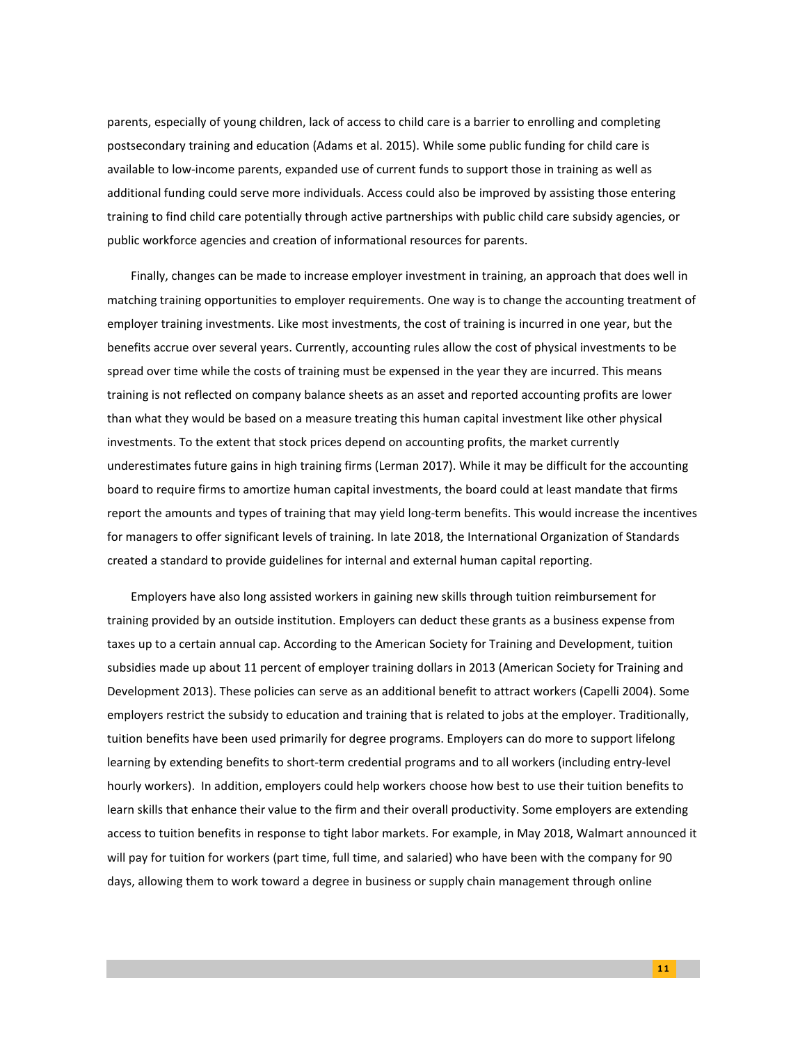parents, especially of young children, lack of access to child care is a barrier to enrolling and completing postsecondary training and education (Adams et al. 2015). While some public funding for child care is available to low-income parents, expanded use of current funds to support those in training as well as additional funding could serve more individuals. Access could also be improved by assisting those entering training to find child care potentially through active partnerships with public child care subsidy agencies, or public workforce agencies and creation of informational resources for parents.

Finally, changes can be made to increase employer investment in training, an approach that does well in matching training opportunities to employer requirements. One way is to change the accounting treatment of employer training investments. Like most investments, the cost of training is incurred in one year, but the benefits accrue over several years. Currently, accounting rules allow the cost of physical investments to be spread over time while the costs of training must be expensed in the year they are incurred. This means training is not reflected on company balance sheets as an asset and reported accounting profits are lower than what they would be based on a measure treating this human capital investment like other physical investments. To the extent that stock prices depend on accounting profits, the market currently underestimates future gains in high training firms (Lerman 2017). While it may be difficult for the accounting board to require firms to amortize human capital investments, the board could at least mandate that firms report the amounts and types of training that may yield long-term benefits. This would increase the incentives for managers to offer significant levels of training. In late 2018, the International Organization of Standards created a standard to provide guidelines for internal and external human capital reporting.

Employers have also long assisted workers in gaining new skills through tuition reimbursement for training provided by an outside institution. Employers can deduct these grants as a business expense from taxes up to a certain annual cap. According to the American Society for Training and Development, tuition subsidies made up about 11 percent of employer training dollars in 2013 (American Society for Training and Development 2013). These policies can serve as an additional benefit to attract workers (Capelli 2004). Some employers restrict the subsidy to education and training that is related to jobs at the employer. Traditionally, tuition benefits have been used primarily for degree programs. Employers can do more to support lifelong learning by extending benefits to short-term credential programs and to all workers (including entry-level hourly workers). In addition, employers could help workers choose how best to use their tuition benefits to learn skills that enhance their value to the firm and their overall productivity. Some employers are extending access to tuition benefits in response to tight labor markets. For example, in May 2018, Walmart announced it will pay for tuition for workers (part time, full time, and salaried) who have been with the company for 90 days, allowing them to work toward a degree in business or supply chain management through online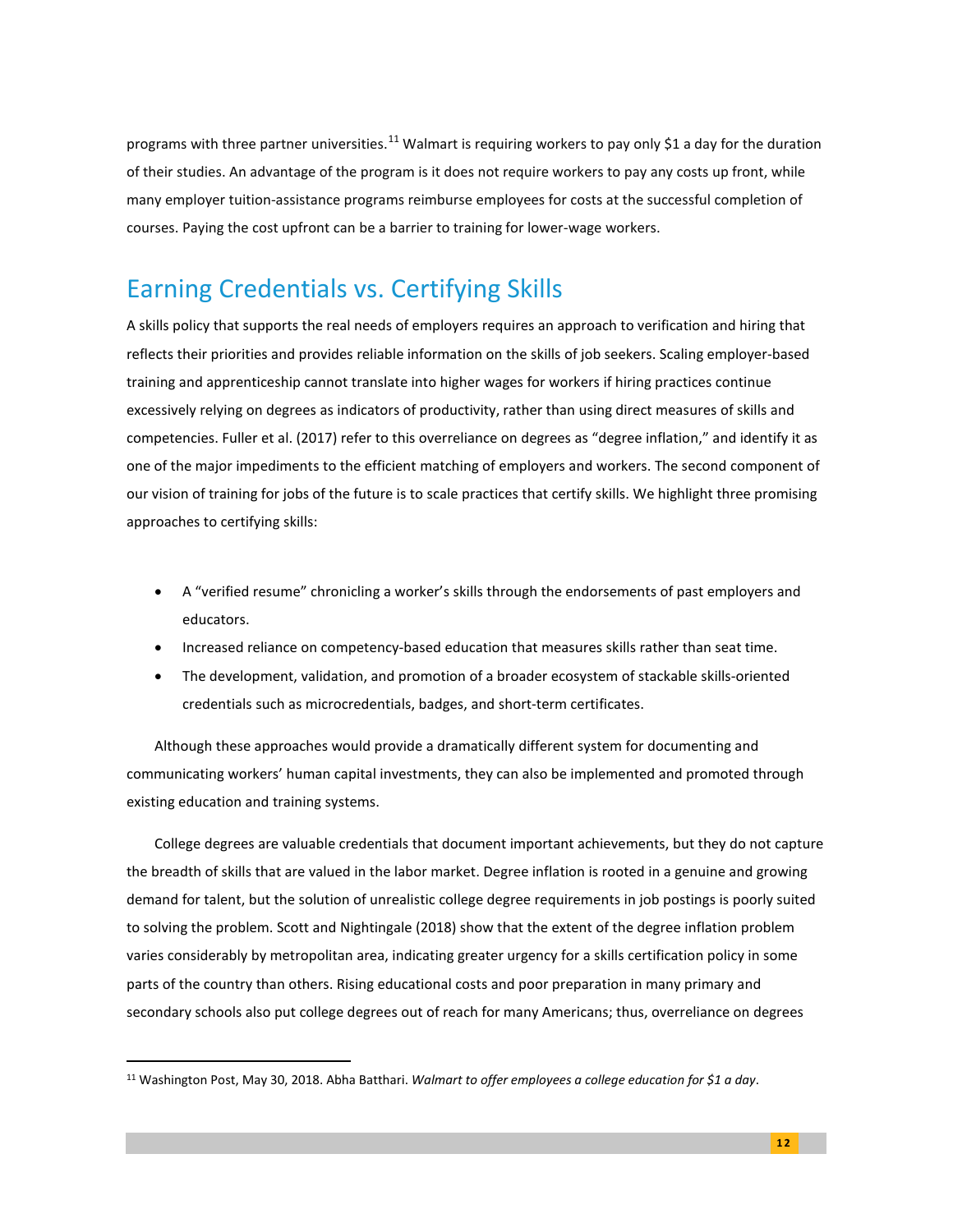programs with three partner universities.[11] Walmart is requiring workers to pay only $1 a day for the duration of their studies. An advantage of the program is it does not require workers to pay any costs up front, while many employer tuition-assistance programs reimburse employees for costs at the successful completion of courses. Paying the cost upfront can be a barrier to training for lower-wage workers.

## Earning Credentials vs. Certifying Skills

A skills policy that supports the real needs of employers requires an approach to verification and hiring that reflects their priorities and provides reliable information on the skills of job seekers. Scaling employer-based training and apprenticeship cannot translate into higher wages for workers if hiring practices continue excessively relying on degrees as indicators of productivity, rather than using direct measures of skills and competencies. Fuller et al. (2017) refer to this overreliance on degrees as "degree inflation," and identify it as one of the major impediments to the efficient matching of employers and workers. The second component of our vision of training for jobs of the future is to scale practices that certify skills. We highlight three promising approaches to certifying skills:

- A "verified resume" chronicling a worker's skills through the endorsements of past employers and educators.
- Increased reliance on competency-based education that measures skills rather than seat time.
- The development, validation, and promotion of a broader ecosystem of stackable skills-oriented credentials such as microcredentials, badges, and short-term certificates.

Although these approaches would provide a dramatically different system for documenting and communicating workers' human capital investments, they can also be implemented and promoted through existing education and training systems.

College degrees are valuable credentials that document important achievements, but they do not capture the breadth of skills that are valued in the labor market. Degree inflation is rooted in a genuine and growing demand for talent, but the solution of unrealistic college degree requirements in job postings is poorly suited to solving the problem. Scott and Nightingale (2018) show that the extent of the degree inflation problem varies considerably by metropolitan area, indicating greater urgency for a skills certification policy in some parts of the country than others. Rising educational costs and poor preparation in many primary and secondary schools also put college degrees out of reach for many Americans; thus, overreliance on degrees

[11] Washington Post, May 30, 2018. Abha Batthari. *Walmart to offer employees a college education for $1 a day*.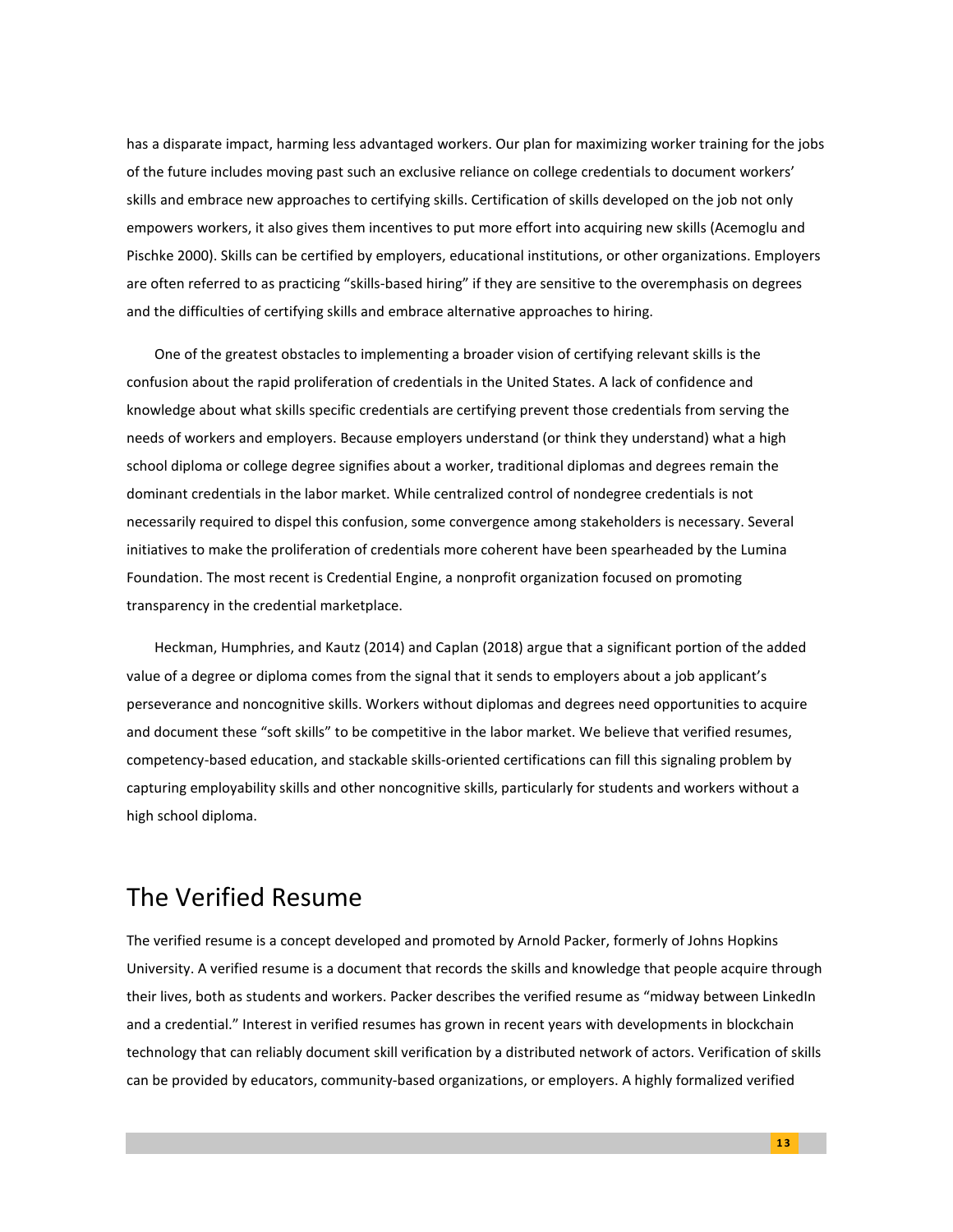has a disparate impact, harming less advantaged workers. Our plan for maximizing worker training for the jobs of the future includes moving past such an exclusive reliance on college credentials to document workers' skills and embrace new approaches to certifying skills. Certification of skills developed on the job not only empowers workers, it also gives them incentives to put more effort into acquiring new skills (Acemoglu and Pischke 2000). Skills can be certified by employers, educational institutions, or other organizations. Employers are often referred to as practicing "skills-based hiring" if they are sensitive to the overemphasis on degrees and the difficulties of certifying skills and embrace alternative approaches to hiring.

One of the greatest obstacles to implementing a broader vision of certifying relevant skills is the confusion about the rapid proliferation of credentials in the United States. A lack of confidence and knowledge about what skills specific credentials are certifying prevent those credentials from serving the needs of workers and employers. Because employers understand (or think they understand) what a high school diploma or college degree signifies about a worker, traditional diplomas and degrees remain the dominant credentials in the labor market. While centralized control of nondegree credentials is not necessarily required to dispel this confusion, some convergence among stakeholders is necessary. Several initiatives to make the proliferation of credentials more coherent have been spearheaded by the Lumina Foundation. The most recent is Credential Engine, a nonprofit organization focused on promoting transparency in the credential marketplace.

Heckman, Humphries, and Kautz (2014) and Caplan (2018) argue that a significant portion of the added value of a degree or diploma comes from the signal that it sends to employers about a job applicant's perseverance and noncognitive skills. Workers without diplomas and degrees need opportunities to acquire and document these "soft skills" to be competitive in the labor market. We believe that verified resumes, competency-based education, and stackable skills-oriented certifications can fill this signaling problem by capturing employability skills and other noncognitive skills, particularly for students and workers without a high school diploma.

## The Verified Resume

The verified resume is a concept developed and promoted by Arnold Packer, formerly of Johns Hopkins University. A verified resume is a document that records the skills and knowledge that people acquire through their lives, both as students and workers. Packer describes the verified resume as "midway between LinkedIn and a credential." Interest in verified resumes has grown in recent years with developments in blockchain technology that can reliably document skill verification by a distributed network of actors. Verification of skills can be provided by educators, community-based organizations, or employers. A highly formalized verified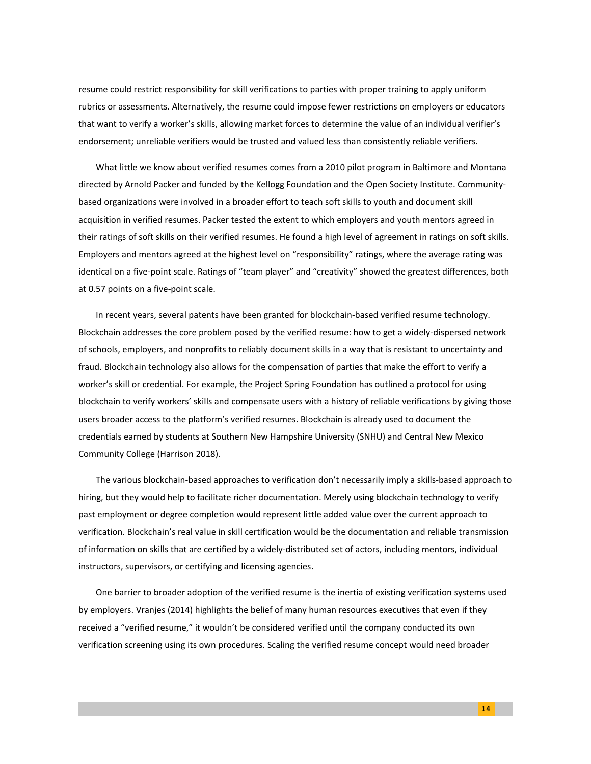resume could restrict responsibility for skill verifications to parties with proper training to apply uniform rubrics or assessments. Alternatively, the resume could impose fewer restrictions on employers or educators that want to verify a worker's skills, allowing market forces to determine the value of an individual verifier's endorsement; unreliable verifiers would be trusted and valued less than consistently reliable verifiers.

What little we know about verified resumes comes from a 2010 pilot program in Baltimore and Montana directed by Arnold Packer and funded by the Kellogg Foundation and the Open Society Institute. Community-based organizations were involved in a broader effort to teach soft skills to youth and document skill acquisition in verified resumes. Packer tested the extent to which employers and youth mentors agreed in their ratings of soft skills on their verified resumes. He found a high level of agreement in ratings on soft skills. Employers and mentors agreed at the highest level on "responsibility" ratings, where the average rating was identical on a five-point scale. Ratings of "team player" and "creativity" showed the greatest differences, both at 0.57 points on a five-point scale.

In recent years, several patents have been granted for blockchain-based verified resume technology. Blockchain addresses the core problem posed by the verified resume: how to get a widely-dispersed network of schools, employers, and nonprofits to reliably document skills in a way that is resistant to uncertainty and fraud. Blockchain technology also allows for the compensation of parties that make the effort to verify a worker's skill or credential. For example, the Project Spring Foundation has outlined a protocol for using blockchain to verify workers' skills and compensate users with a history of reliable verifications by giving those users broader access to the platform's verified resumes. Blockchain is already used to document the credentials earned by students at Southern New Hampshire University (SNHU) and Central New Mexico Community College (Harrison 2018).

The various blockchain-based approaches to verification don't necessarily imply a skills-based approach to hiring, but they would help to facilitate richer documentation. Merely using blockchain technology to verify past employment or degree completion would represent little added value over the current approach to verification. Blockchain's real value in skill certification would be the documentation and reliable transmission of information on skills that are certified by a widely-distributed set of actors, including mentors, individual instructors, supervisors, or certifying and licensing agencies.

One barrier to broader adoption of the verified resume is the inertia of existing verification systems used by employers. Vranjes (2014) highlights the belief of many human resources executives that even if they received a "verified resume," it wouldn't be considered verified until the company conducted its own verification screening using its own procedures. Scaling the verified resume concept would need broader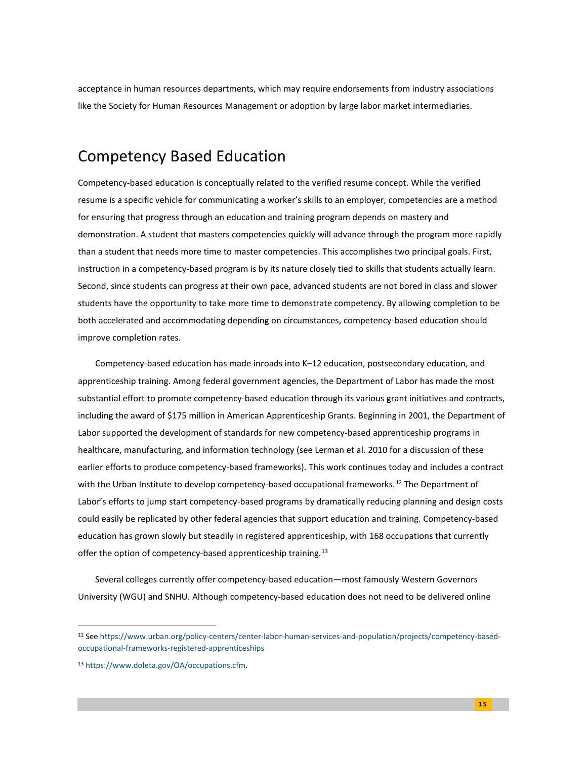acceptance in human resources departments, which may require endorsements from industry associations like the Society for Human Resources Management or adoption by large labor market intermediaries.

## Competency Based Education

Competency-based education is conceptually related to the verified resume concept. While the verified resume is a specific vehicle for communicating a worker's skills to an employer, competencies are a method for ensuring that progress through an education and training program depends on mastery and demonstration. A student that masters competencies quickly will advance through the program more rapidly than a student that needs more time to master competencies. This accomplishes two principal goals. First, instruction in a competency-based program is by its nature closely tied to skills that students actually learn. Second, since students can progress at their own pace, advanced students are not bored in class and slower students have the opportunity to take more time to demonstrate competency. By allowing completion to be both accelerated and accommodating depending on circumstances, competency-based education should improve completion rates.

Competency-based education has made inroads into K–12 education, postsecondary education, and apprenticeship training. Among federal government agencies, the Department of Labor has made the most substantial effort to promote competency-based education through its various grant initiatives and contracts, including the award of $175 million in American Apprenticeship Grants. Beginning in 2001, the Department of Labor supported the development of standards for new competency-based apprenticeship programs in healthcare, manufacturing, and information technology (see Lerman et al. 2010 for a discussion of these earlier efforts to produce competency-based frameworks). This work continues today and includes a contract with the Urban Institute to develop competency-based occupational frameworks.[12] The Department of Labor's efforts to jump start competency-based programs by dramatically reducing planning and design costs could easily be replicated by other federal agencies that support education and training. Competency-based education has grown slowly but steadily in registered apprenticeship, with 168 occupations that currently offer the option of competency-based apprenticeship training.[13]

Several colleges currently offer competency-based education—most famously Western Governors University (WGU) and SNHU. Although competency-based education does not need to be delivered online

[12] See https://www.urban.org/policy-centers/center-labor-human-services-and-population/projects/competency-based-occupational-frameworks-registered-apprenticeships

[13] https://www.doleta.gov/OA/occupations.cfm.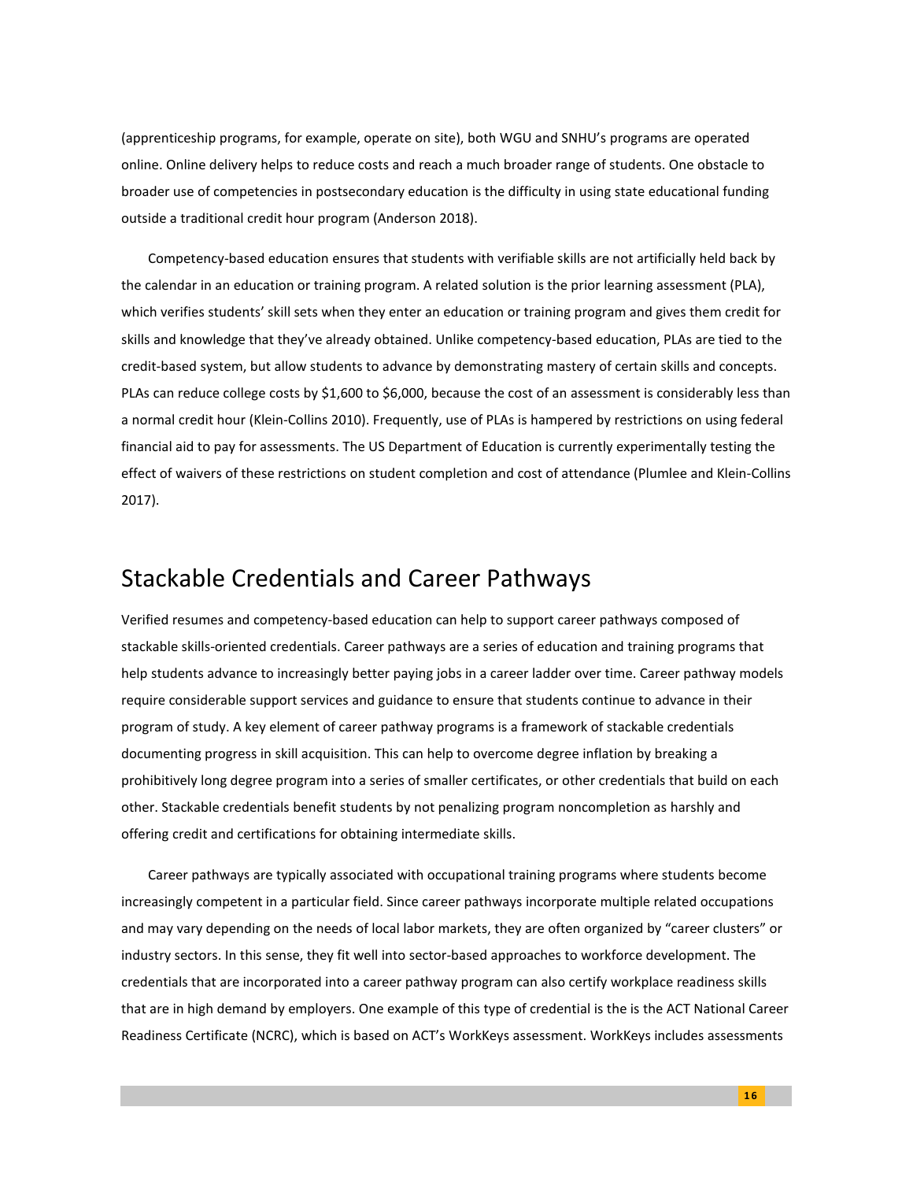(apprenticeship programs, for example, operate on site), both WGU and SNHU's programs are operated online. Online delivery helps to reduce costs and reach a much broader range of students. One obstacle to broader use of competencies in postsecondary education is the difficulty in using state educational funding outside a traditional credit hour program (Anderson 2018).

Competency-based education ensures that students with verifiable skills are not artificially held back by the calendar in an education or training program. A related solution is the prior learning assessment (PLA), which verifies students' skill sets when they enter an education or training program and gives them credit for skills and knowledge that they've already obtained. Unlike competency-based education, PLAs are tied to the credit-based system, but allow students to advance by demonstrating mastery of certain skills and concepts. PLAs can reduce college costs by $1,600 to $6,000, because the cost of an assessment is considerably less than a normal credit hour (Klein-Collins 2010). Frequently, use of PLAs is hampered by restrictions on using federal financial aid to pay for assessments. The US Department of Education is currently experimentally testing the effect of waivers of these restrictions on student completion and cost of attendance (Plumlee and Klein-Collins 2017).

## Stackable Credentials and Career Pathways

Verified resumes and competency-based education can help to support career pathways composed of stackable skills-oriented credentials. Career pathways are a series of education and training programs that help students advance to increasingly better paying jobs in a career ladder over time. Career pathway models require considerable support services and guidance to ensure that students continue to advance in their program of study. A key element of career pathway programs is a framework of stackable credentials documenting progress in skill acquisition. This can help to overcome degree inflation by breaking a prohibitively long degree program into a series of smaller certificates, or other credentials that build on each other. Stackable credentials benefit students by not penalizing program noncompletion as harshly and offering credit and certifications for obtaining intermediate skills.

Career pathways are typically associated with occupational training programs where students become increasingly competent in a particular field. Since career pathways incorporate multiple related occupations and may vary depending on the needs of local labor markets, they are often organized by "career clusters" or industry sectors. In this sense, they fit well into sector-based approaches to workforce development. The credentials that are incorporated into a career pathway program can also certify workplace readiness skills that are in high demand by employers. One example of this type of credential is the is the ACT National Career Readiness Certificate (NCRC), which is based on ACT's WorkKeys assessment. WorkKeys includes assessments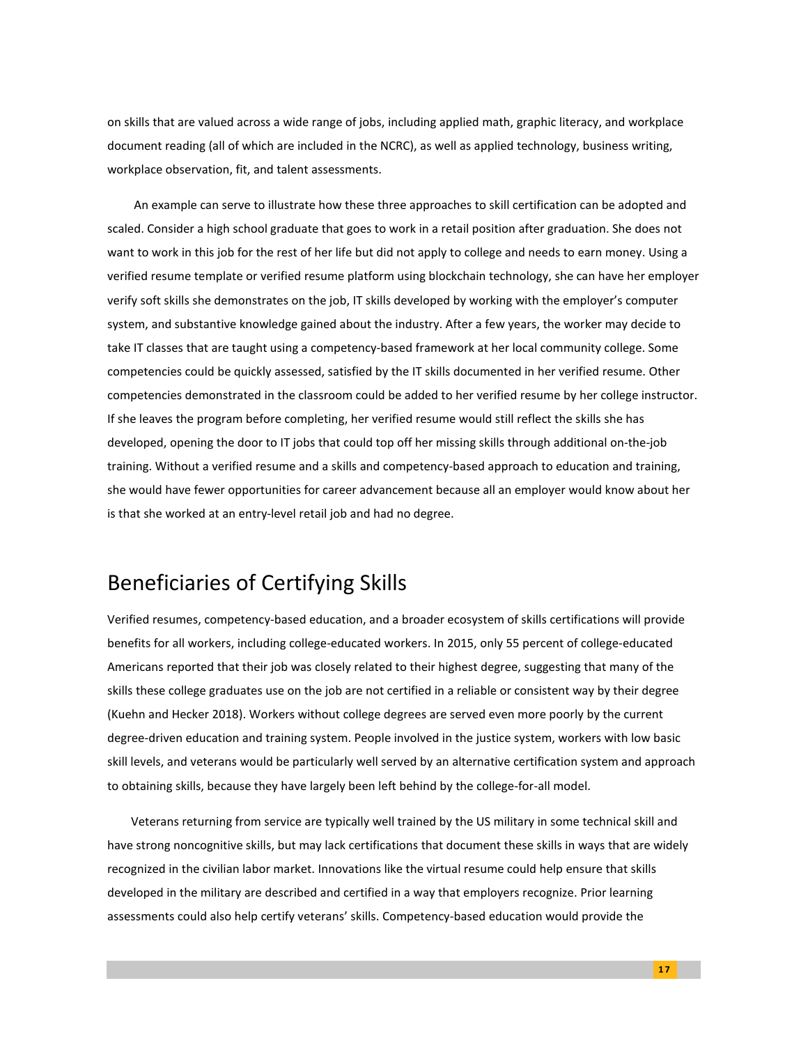on skills that are valued across a wide range of jobs, including applied math, graphic literacy, and workplace document reading (all of which are included in the NCRC), as well as applied technology, business writing, workplace observation, fit, and talent assessments.

An example can serve to illustrate how these three approaches to skill certification can be adopted and scaled. Consider a high school graduate that goes to work in a retail position after graduation. She does not want to work in this job for the rest of her life but did not apply to college and needs to earn money. Using a verified resume template or verified resume platform using blockchain technology, she can have her employer verify soft skills she demonstrates on the job, IT skills developed by working with the employer's computer system, and substantive knowledge gained about the industry. After a few years, the worker may decide to take IT classes that are taught using a competency-based framework at her local community college. Some competencies could be quickly assessed, satisfied by the IT skills documented in her verified resume. Other competencies demonstrated in the classroom could be added to her verified resume by her college instructor. If she leaves the program before completing, her verified resume would still reflect the skills she has developed, opening the door to IT jobs that could top off her missing skills through additional on-the-job training. Without a verified resume and a skills and competency-based approach to education and training, she would have fewer opportunities for career advancement because all an employer would know about her is that she worked at an entry-level retail job and had no degree.

## Beneficiaries of Certifying Skills

Verified resumes, competency-based education, and a broader ecosystem of skills certifications will provide benefits for all workers, including college-educated workers. In 2015, only 55 percent of college-educated Americans reported that their job was closely related to their highest degree, suggesting that many of the skills these college graduates use on the job are not certified in a reliable or consistent way by their degree (Kuehn and Hecker 2018). Workers without college degrees are served even more poorly by the current degree-driven education and training system. People involved in the justice system, workers with low basic skill levels, and veterans would be particularly well served by an alternative certification system and approach to obtaining skills, because they have largely been left behind by the college-for-all model.

Veterans returning from service are typically well trained by the US military in some technical skill and have strong noncognitive skills, but may lack certifications that document these skills in ways that are widely recognized in the civilian labor market. Innovations like the virtual resume could help ensure that skills developed in the military are described and certified in a way that employers recognize. Prior learning assessments could also help certify veterans' skills. Competency-based education would provide the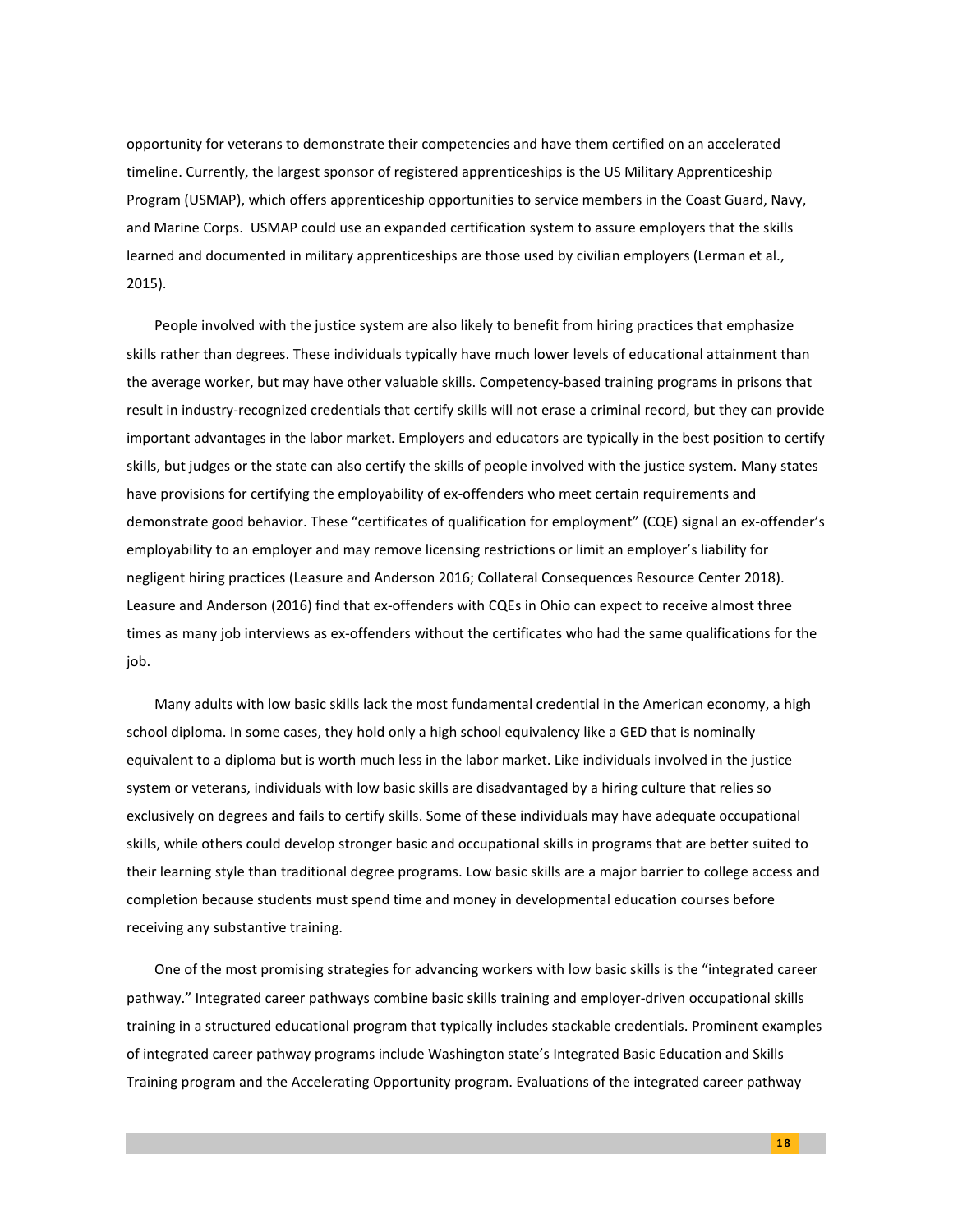opportunity for veterans to demonstrate their competencies and have them certified on an accelerated timeline. Currently, the largest sponsor of registered apprenticeships is the US Military Apprenticeship Program (USMAP), which offers apprenticeship opportunities to service members in the Coast Guard, Navy, and Marine Corps. USMAP could use an expanded certification system to assure employers that the skills learned and documented in military apprenticeships are those used by civilian employers (Lerman et al., 2015).

People involved with the justice system are also likely to benefit from hiring practices that emphasize skills rather than degrees. These individuals typically have much lower levels of educational attainment than the average worker, but may have other valuable skills. Competency-based training programs in prisons that result in industry-recognized credentials that certify skills will not erase a criminal record, but they can provide important advantages in the labor market. Employers and educators are typically in the best position to certify skills, but judges or the state can also certify the skills of people involved with the justice system. Many states have provisions for certifying the employability of ex-offenders who meet certain requirements and demonstrate good behavior. These "certificates of qualification for employment" (CQE) signal an ex-offender's employability to an employer and may remove licensing restrictions or limit an employer's liability for negligent hiring practices (Leasure and Anderson 2016; Collateral Consequences Resource Center 2018). Leasure and Anderson (2016) find that ex-offenders with CQEs in Ohio can expect to receive almost three times as many job interviews as ex-offenders without the certificates who had the same qualifications for the job.

Many adults with low basic skills lack the most fundamental credential in the American economy, a high school diploma. In some cases, they hold only a high school equivalency like a GED that is nominally equivalent to a diploma but is worth much less in the labor market. Like individuals involved in the justice system or veterans, individuals with low basic skills are disadvantaged by a hiring culture that relies so exclusively on degrees and fails to certify skills. Some of these individuals may have adequate occupational skills, while others could develop stronger basic and occupational skills in programs that are better suited to their learning style than traditional degree programs. Low basic skills are a major barrier to college access and completion because students must spend time and money in developmental education courses before receiving any substantive training.

One of the most promising strategies for advancing workers with low basic skills is the "integrated career pathway." Integrated career pathways combine basic skills training and employer-driven occupational skills training in a structured educational program that typically includes stackable credentials. Prominent examples of integrated career pathway programs include Washington state's Integrated Basic Education and Skills Training program and the Accelerating Opportunity program. Evaluations of the integrated career pathway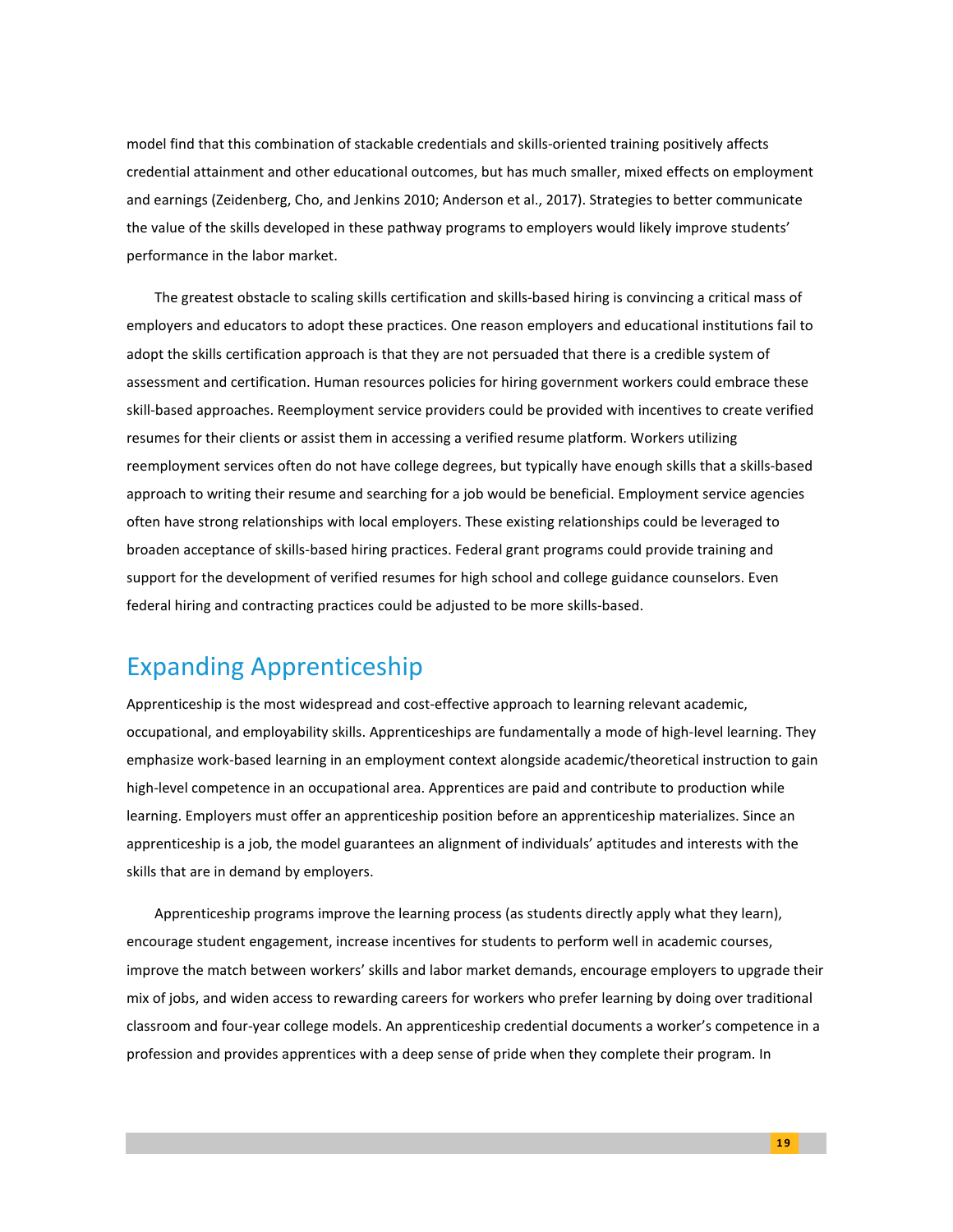model find that this combination of stackable credentials and skills-oriented training positively affects credential attainment and other educational outcomes, but has much smaller, mixed effects on employment and earnings (Zeidenberg, Cho, and Jenkins 2010; Anderson et al., 2017). Strategies to better communicate the value of the skills developed in these pathway programs to employers would likely improve students' performance in the labor market.

The greatest obstacle to scaling skills certification and skills-based hiring is convincing a critical mass of employers and educators to adopt these practices. One reason employers and educational institutions fail to adopt the skills certification approach is that they are not persuaded that there is a credible system of assessment and certification. Human resources policies for hiring government workers could embrace these skill-based approaches. Reemployment service providers could be provided with incentives to create verified resumes for their clients or assist them in accessing a verified resume platform. Workers utilizing reemployment services often do not have college degrees, but typically have enough skills that a skills-based approach to writing their resume and searching for a job would be beneficial. Employment service agencies often have strong relationships with local employers. These existing relationships could be leveraged to broaden acceptance of skills-based hiring practices. Federal grant programs could provide training and support for the development of verified resumes for high school and college guidance counselors. Even federal hiring and contracting practices could be adjusted to be more skills-based.

## Expanding Apprenticeship

Apprenticeship is the most widespread and cost-effective approach to learning relevant academic, occupational, and employability skills. Apprenticeships are fundamentally a mode of high-level learning. They emphasize work-based learning in an employment context alongside academic/theoretical instruction to gain high-level competence in an occupational area. Apprentices are paid and contribute to production while learning. Employers must offer an apprenticeship position before an apprenticeship materializes. Since an apprenticeship is a job, the model guarantees an alignment of individuals' aptitudes and interests with the skills that are in demand by employers.

Apprenticeship programs improve the learning process (as students directly apply what they learn), encourage student engagement, increase incentives for students to perform well in academic courses, improve the match between workers' skills and labor market demands, encourage employers to upgrade their mix of jobs, and widen access to rewarding careers for workers who prefer learning by doing over traditional classroom and four-year college models. An apprenticeship credential documents a worker's competence in a profession and provides apprentices with a deep sense of pride when they complete their program. In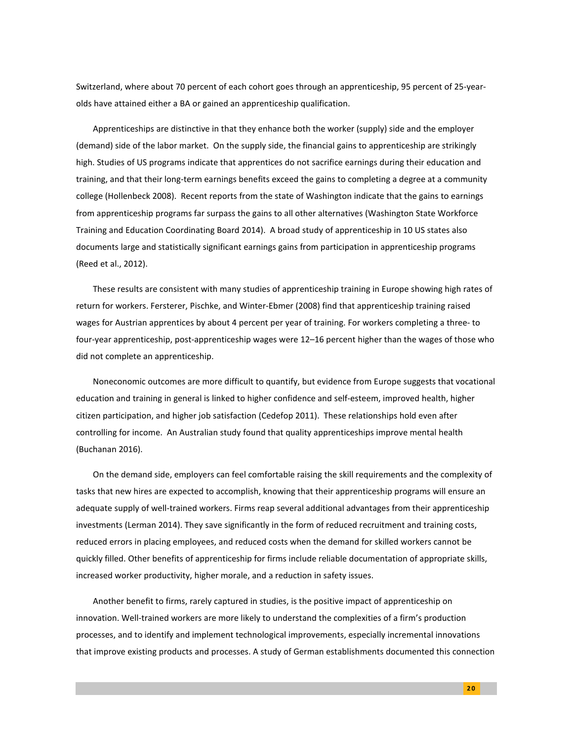Switzerland, where about 70 percent of each cohort goes through an apprenticeship, 95 percent of 25-year-olds have attained either a BA or gained an apprenticeship qualification.

Apprenticeships are distinctive in that they enhance both the worker (supply) side and the employer (demand) side of the labor market. On the supply side, the financial gains to apprenticeship are strikingly high. Studies of US programs indicate that apprentices do not sacrifice earnings during their education and training, and that their long-term earnings benefits exceed the gains to completing a degree at a community college (Hollenbeck 2008). Recent reports from the state of Washington indicate that the gains to earnings from apprenticeship programs far surpass the gains to all other alternatives (Washington State Workforce Training and Education Coordinating Board 2014). A broad study of apprenticeship in 10 US states also documents large and statistically significant earnings gains from participation in apprenticeship programs (Reed et al., 2012).

These results are consistent with many studies of apprenticeship training in Europe showing high rates of return for workers. Fersterer, Pischke, and Winter-Ebmer (2008) find that apprenticeship training raised wages for Austrian apprentices by about 4 percent per year of training. For workers completing a three- to four-year apprenticeship, post-apprenticeship wages were 12–16 percent higher than the wages of those who did not complete an apprenticeship.

Noneconomic outcomes are more difficult to quantify, but evidence from Europe suggests that vocational education and training in general is linked to higher confidence and self-esteem, improved health, higher citizen participation, and higher job satisfaction (Cedefop 2011). These relationships hold even after controlling for income. An Australian study found that quality apprenticeships improve mental health (Buchanan 2016).

On the demand side, employers can feel comfortable raising the skill requirements and the complexity of tasks that new hires are expected to accomplish, knowing that their apprenticeship programs will ensure an adequate supply of well-trained workers. Firms reap several additional advantages from their apprenticeship investments (Lerman 2014). They save significantly in the form of reduced recruitment and training costs, reduced errors in placing employees, and reduced costs when the demand for skilled workers cannot be quickly filled. Other benefits of apprenticeship for firms include reliable documentation of appropriate skills, increased worker productivity, higher morale, and a reduction in safety issues.

Another benefit to firms, rarely captured in studies, is the positive impact of apprenticeship on innovation. Well-trained workers are more likely to understand the complexities of a firm's production processes, and to identify and implement technological improvements, especially incremental innovations that improve existing products and processes. A study of German establishments documented this connection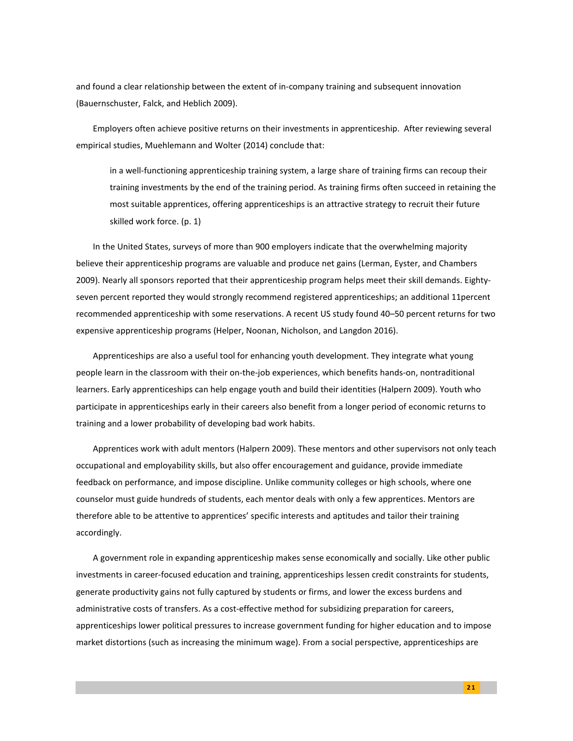and found a clear relationship between the extent of in-company training and subsequent innovation (Bauernschuster, Falck, and Heblich 2009).

Employers often achieve positive returns on their investments in apprenticeship. After reviewing several empirical studies, Muehlemann and Wolter (2014) conclude that:

> in a well-functioning apprenticeship training system, a large share of training firms can recoup their training investments by the end of the training period. As training firms often succeed in retaining the most suitable apprentices, offering apprenticeships is an attractive strategy to recruit their future skilled work force. (p. 1)

In the United States, surveys of more than 900 employers indicate that the overwhelming majority believe their apprenticeship programs are valuable and produce net gains (Lerman, Eyster, and Chambers 2009). Nearly all sponsors reported that their apprenticeship program helps meet their skill demands. Eighty-seven percent reported they would strongly recommend registered apprenticeships; an additional 11percent recommended apprenticeship with some reservations. A recent US study found 40–50 percent returns for two expensive apprenticeship programs (Helper, Noonan, Nicholson, and Langdon 2016).

Apprenticeships are also a useful tool for enhancing youth development. They integrate what young people learn in the classroom with their on-the-job experiences, which benefits hands-on, nontraditional learners. Early apprenticeships can help engage youth and build their identities (Halpern 2009). Youth who participate in apprenticeships early in their careers also benefit from a longer period of economic returns to training and a lower probability of developing bad work habits.

Apprentices work with adult mentors (Halpern 2009). These mentors and other supervisors not only teach occupational and employability skills, but also offer encouragement and guidance, provide immediate feedback on performance, and impose discipline. Unlike community colleges or high schools, where one counselor must guide hundreds of students, each mentor deals with only a few apprentices. Mentors are therefore able to be attentive to apprentices' specific interests and aptitudes and tailor their training accordingly.

A government role in expanding apprenticeship makes sense economically and socially. Like other public investments in career-focused education and training, apprenticeships lessen credit constraints for students, generate productivity gains not fully captured by students or firms, and lower the excess burdens and administrative costs of transfers. As a cost-effective method for subsidizing preparation for careers, apprenticeships lower political pressures to increase government funding for higher education and to impose market distortions (such as increasing the minimum wage). From a social perspective, apprenticeships are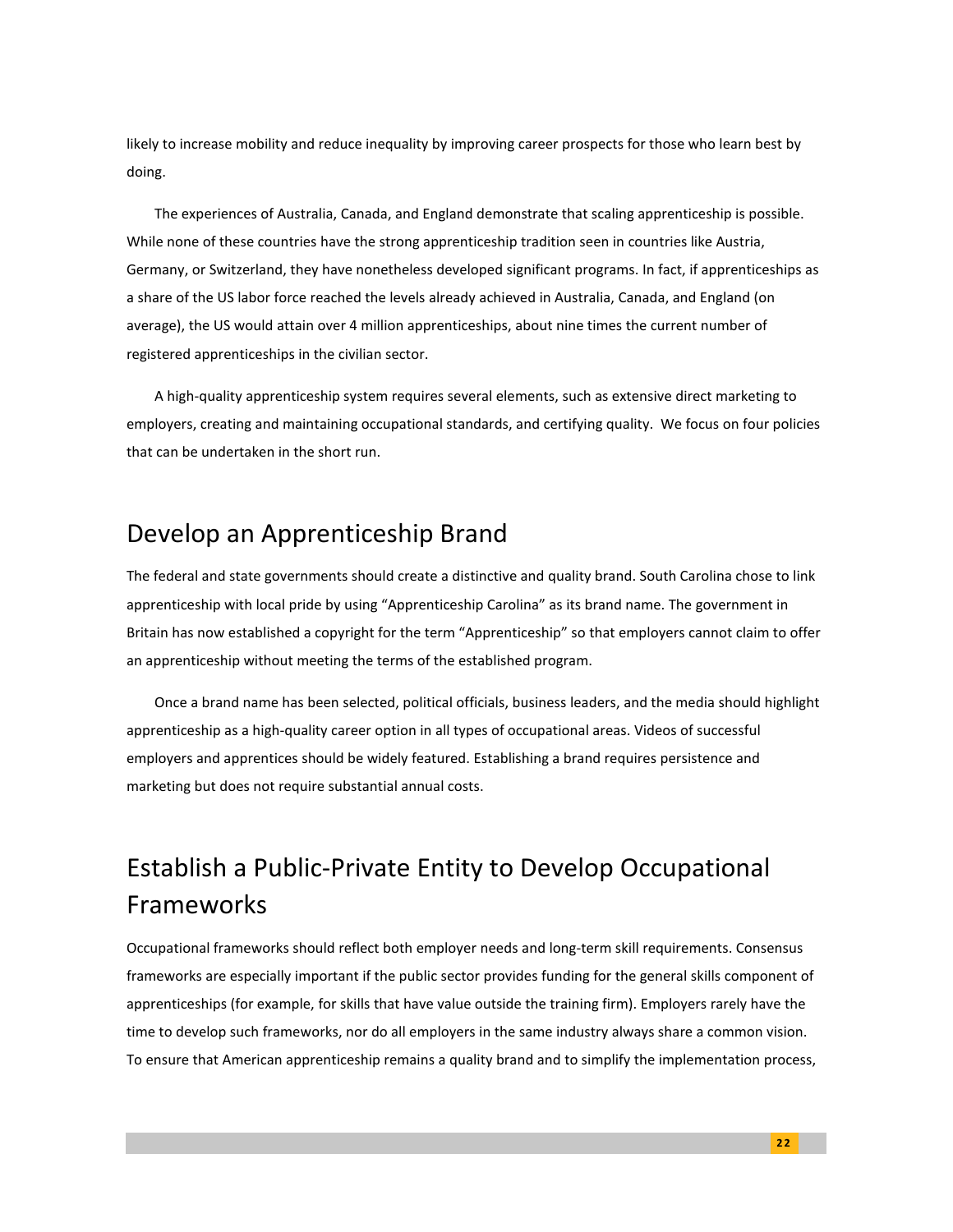likely to increase mobility and reduce inequality by improving career prospects for those who learn best by doing.

The experiences of Australia, Canada, and England demonstrate that scaling apprenticeship is possible. While none of these countries have the strong apprenticeship tradition seen in countries like Austria, Germany, or Switzerland, they have nonetheless developed significant programs. In fact, if apprenticeships as a share of the US labor force reached the levels already achieved in Australia, Canada, and England (on average), the US would attain over 4 million apprenticeships, about nine times the current number of registered apprenticeships in the civilian sector.

A high-quality apprenticeship system requires several elements, such as extensive direct marketing to employers, creating and maintaining occupational standards, and certifying quality. We focus on four policies that can be undertaken in the short run.

## Develop an Apprenticeship Brand

The federal and state governments should create a distinctive and quality brand. South Carolina chose to link apprenticeship with local pride by using "Apprenticeship Carolina" as its brand name. The government in Britain has now established a copyright for the term "Apprenticeship" so that employers cannot claim to offer an apprenticeship without meeting the terms of the established program.

Once a brand name has been selected, political officials, business leaders, and the media should highlight apprenticeship as a high-quality career option in all types of occupational areas. Videos of successful employers and apprentices should be widely featured. Establishing a brand requires persistence and marketing but does not require substantial annual costs.

## Establish a Public-Private Entity to Develop Occupational Frameworks

Occupational frameworks should reflect both employer needs and long-term skill requirements. Consensus frameworks are especially important if the public sector provides funding for the general skills component of apprenticeships (for example, for skills that have value outside the training firm). Employers rarely have the time to develop such frameworks, nor do all employers in the same industry always share a common vision. To ensure that American apprenticeship remains a quality brand and to simplify the implementation process,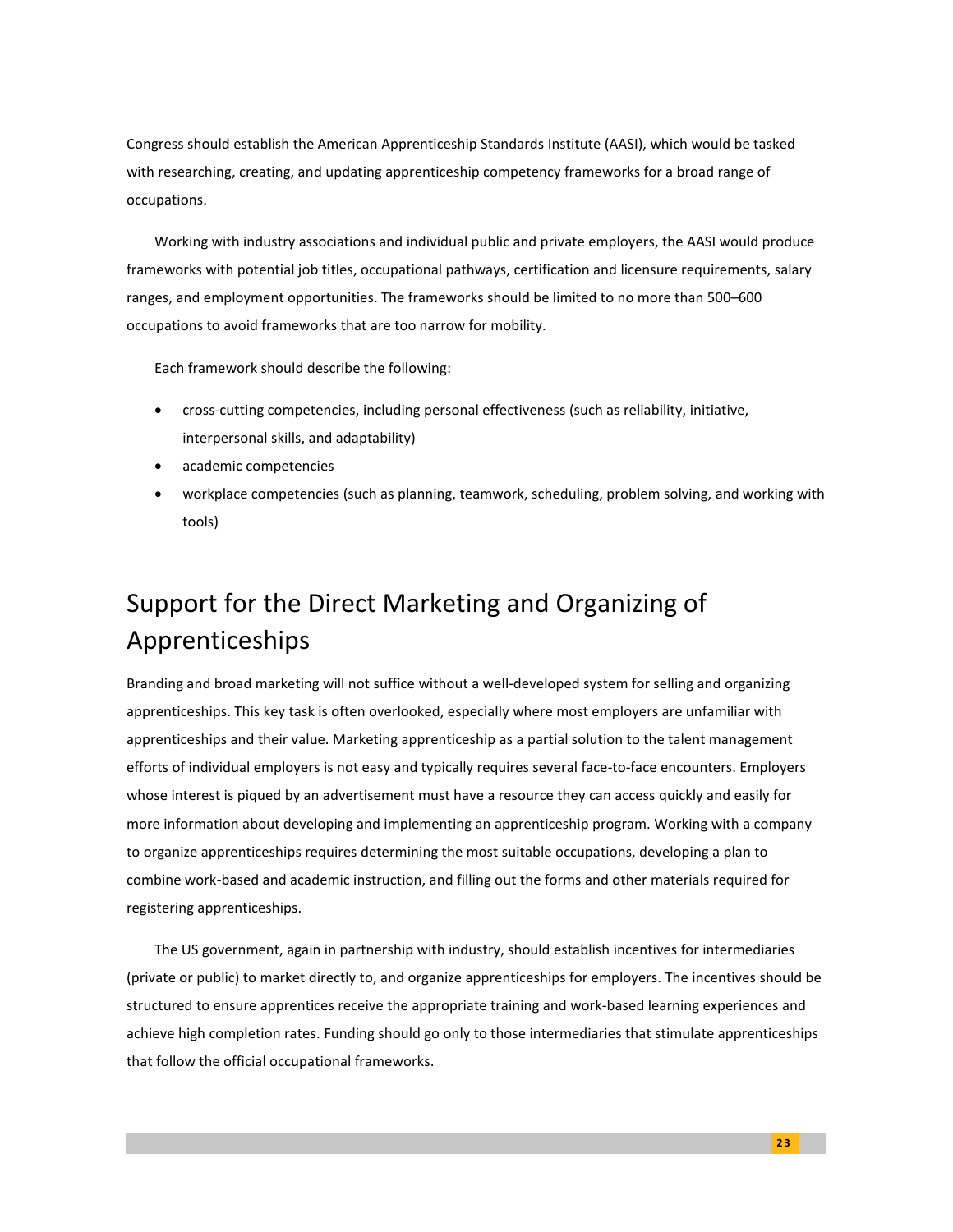Congress should establish the American Apprenticeship Standards Institute (AASI), which would be tasked with researching, creating, and updating apprenticeship competency frameworks for a broad range of occupations.

Working with industry associations and individual public and private employers, the AASI would produce frameworks with potential job titles, occupational pathways, certification and licensure requirements, salary ranges, and employment opportunities. The frameworks should be limited to no more than 500–600 occupations to avoid frameworks that are too narrow for mobility.

Each framework should describe the following:

- cross-cutting competencies, including personal effectiveness (such as reliability, initiative, interpersonal skills, and adaptability)
- academic competencies
- workplace competencies (such as planning, teamwork, scheduling, problem solving, and working with tools)

## Support for the Direct Marketing and Organizing of Apprenticeships

Branding and broad marketing will not suffice without a well-developed system for selling and organizing apprenticeships. This key task is often overlooked, especially where most employers are unfamiliar with apprenticeships and their value. Marketing apprenticeship as a partial solution to the talent management efforts of individual employers is not easy and typically requires several face-to-face encounters. Employers whose interest is piqued by an advertisement must have a resource they can access quickly and easily for more information about developing and implementing an apprenticeship program. Working with a company to organize apprenticeships requires determining the most suitable occupations, developing a plan to combine work-based and academic instruction, and filling out the forms and other materials required for registering apprenticeships.

The US government, again in partnership with industry, should establish incentives for intermediaries (private or public) to market directly to, and organize apprenticeships for employers. The incentives should be structured to ensure apprentices receive the appropriate training and work-based learning experiences and achieve high completion rates. Funding should go only to those intermediaries that stimulate apprenticeships that follow the official occupational frameworks.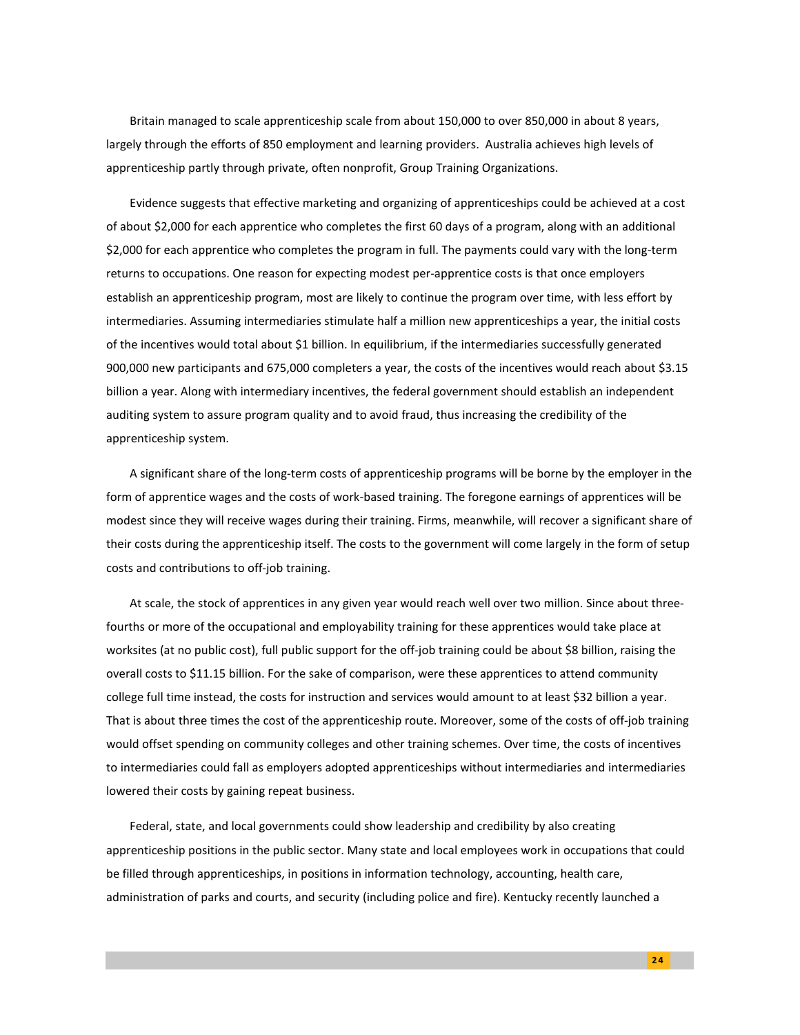Britain managed to scale apprenticeship scale from about 150,000 to over 850,000 in about 8 years, largely through the efforts of 850 employment and learning providers. Australia achieves high levels of apprenticeship partly through private, often nonprofit, Group Training Organizations.

Evidence suggests that effective marketing and organizing of apprenticeships could be achieved at a cost of about $2,000 for each apprentice who completes the first 60 days of a program, along with an additional $2,000 for each apprentice who completes the program in full. The payments could vary with the long-term returns to occupations. One reason for expecting modest per-apprentice costs is that once employers establish an apprenticeship program, most are likely to continue the program over time, with less effort by intermediaries. Assuming intermediaries stimulate half a million new apprenticeships a year, the initial costs of the incentives would total about $1 billion. In equilibrium, if the intermediaries successfully generated 900,000 new participants and 675,000 completers a year, the costs of the incentives would reach about $3.15 billion a year. Along with intermediary incentives, the federal government should establish an independent auditing system to assure program quality and to avoid fraud, thus increasing the credibility of the apprenticeship system.

A significant share of the long-term costs of apprenticeship programs will be borne by the employer in the form of apprentice wages and the costs of work-based training. The foregone earnings of apprentices will be modest since they will receive wages during their training. Firms, meanwhile, will recover a significant share of their costs during the apprenticeship itself. The costs to the government will come largely in the form of setup costs and contributions to off-job training.

At scale, the stock of apprentices in any given year would reach well over two million. Since about three-fourths or more of the occupational and employability training for these apprentices would take place at worksites (at no public cost), full public support for the off-job training could be about $8 billion, raising the overall costs to $11.15 billion. For the sake of comparison, were these apprentices to attend community college full time instead, the costs for instruction and services would amount to at least $32 billion a year. That is about three times the cost of the apprenticeship route. Moreover, some of the costs of off-job training would offset spending on community colleges and other training schemes. Over time, the costs of incentives to intermediaries could fall as employers adopted apprenticeships without intermediaries and intermediaries lowered their costs by gaining repeat business.

Federal, state, and local governments could show leadership and credibility by also creating apprenticeship positions in the public sector. Many state and local employees work in occupations that could be filled through apprenticeships, in positions in information technology, accounting, health care, administration of parks and courts, and security (including police and fire). Kentucky recently launched a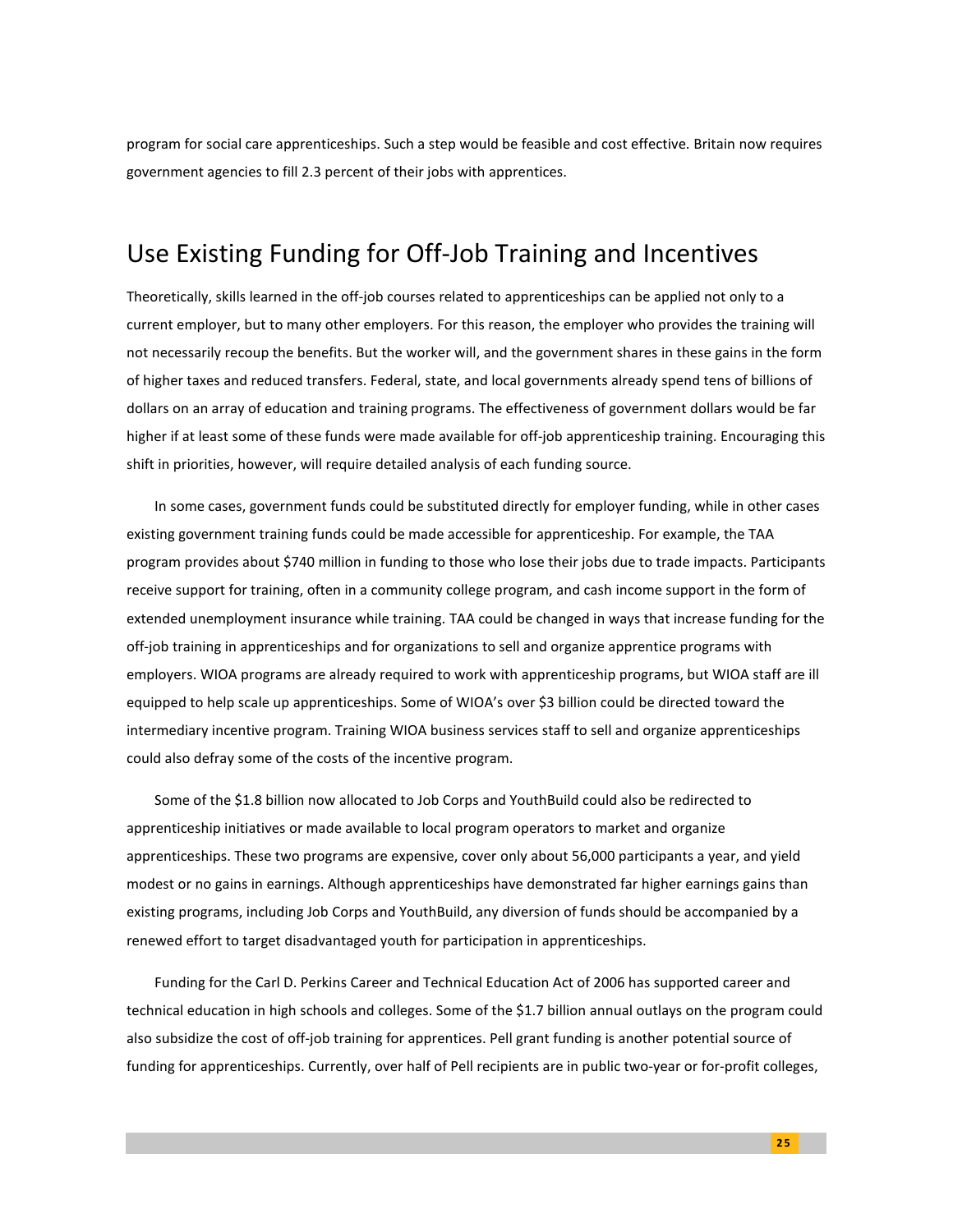program for social care apprenticeships. Such a step would be feasible and cost effective. Britain now requires government agencies to fill 2.3 percent of their jobs with apprentices.

## Use Existing Funding for Off-Job Training and Incentives

Theoretically, skills learned in the off-job courses related to apprenticeships can be applied not only to a current employer, but to many other employers. For this reason, the employer who provides the training will not necessarily recoup the benefits. But the worker will, and the government shares in these gains in the form of higher taxes and reduced transfers. Federal, state, and local governments already spend tens of billions of dollars on an array of education and training programs. The effectiveness of government dollars would be far higher if at least some of these funds were made available for off-job apprenticeship training. Encouraging this shift in priorities, however, will require detailed analysis of each funding source.

In some cases, government funds could be substituted directly for employer funding, while in other cases existing government training funds could be made accessible for apprenticeship. For example, the TAA program provides about $740 million in funding to those who lose their jobs due to trade impacts. Participants receive support for training, often in a community college program, and cash income support in the form of extended unemployment insurance while training. TAA could be changed in ways that increase funding for the off-job training in apprenticeships and for organizations to sell and organize apprentice programs with employers. WIOA programs are already required to work with apprenticeship programs, but WIOA staff are ill equipped to help scale up apprenticeships. Some of WIOA's over $3 billion could be directed toward the intermediary incentive program. Training WIOA business services staff to sell and organize apprenticeships could also defray some of the costs of the incentive program.

Some of the $1.8 billion now allocated to Job Corps and YouthBuild could also be redirected to apprenticeship initiatives or made available to local program operators to market and organize apprenticeships. These two programs are expensive, cover only about 56,000 participants a year, and yield modest or no gains in earnings. Although apprenticeships have demonstrated far higher earnings gains than existing programs, including Job Corps and YouthBuild, any diversion of funds should be accompanied by a renewed effort to target disadvantaged youth for participation in apprenticeships.

Funding for the Carl D. Perkins Career and Technical Education Act of 2006 has supported career and technical education in high schools and colleges. Some of the $1.7 billion annual outlays on the program could also subsidize the cost of off-job training for apprentices. Pell grant funding is another potential source of funding for apprenticeships. Currently, over half of Pell recipients are in public two-year or for-profit colleges,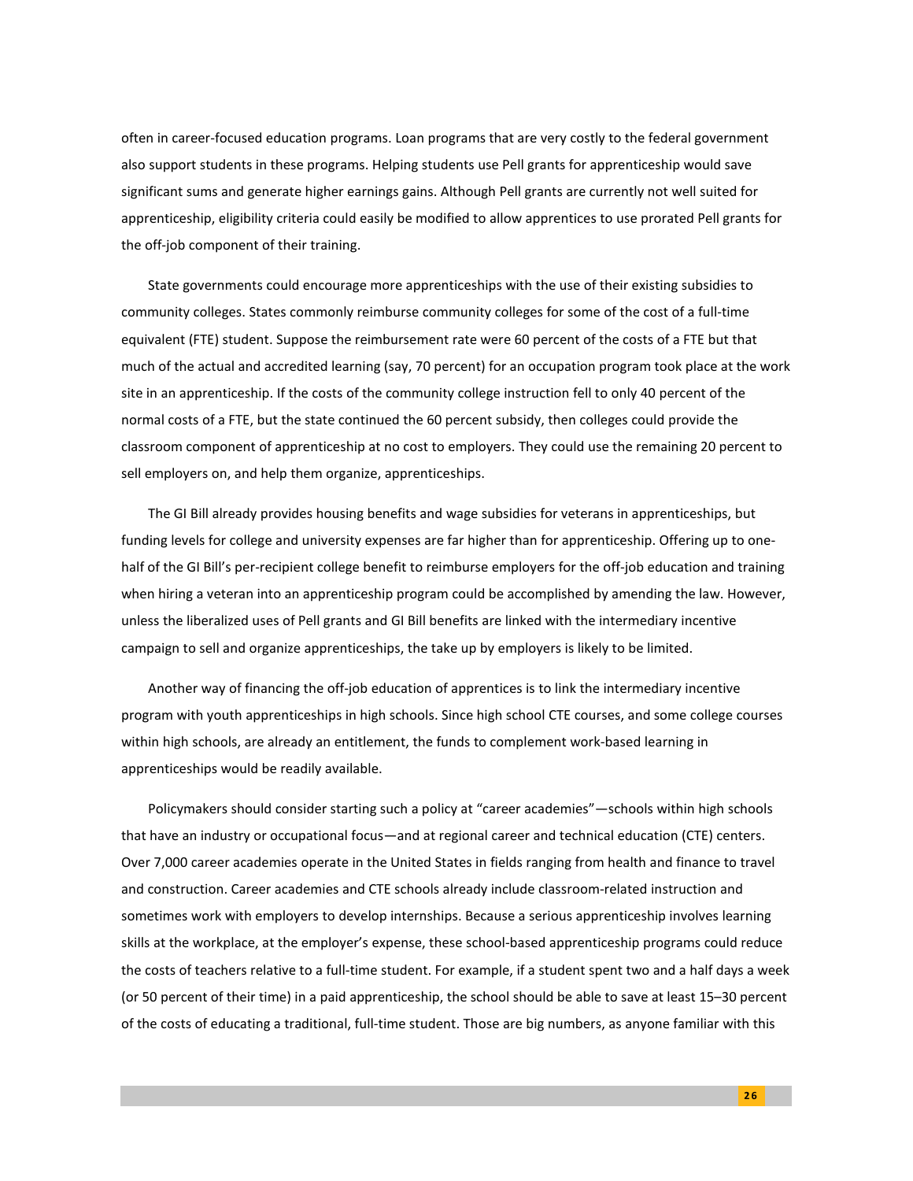often in career-focused education programs. Loan programs that are very costly to the federal government also support students in these programs. Helping students use Pell grants for apprenticeship would save significant sums and generate higher earnings gains. Although Pell grants are currently not well suited for apprenticeship, eligibility criteria could easily be modified to allow apprentices to use prorated Pell grants for the off-job component of their training.

State governments could encourage more apprenticeships with the use of their existing subsidies to community colleges. States commonly reimburse community colleges for some of the cost of a full-time equivalent (FTE) student. Suppose the reimbursement rate were 60 percent of the costs of a FTE but that much of the actual and accredited learning (say, 70 percent) for an occupation program took place at the work site in an apprenticeship. If the costs of the community college instruction fell to only 40 percent of the normal costs of a FTE, but the state continued the 60 percent subsidy, then colleges could provide the classroom component of apprenticeship at no cost to employers. They could use the remaining 20 percent to sell employers on, and help them organize, apprenticeships.

The GI Bill already provides housing benefits and wage subsidies for veterans in apprenticeships, but funding levels for college and university expenses are far higher than for apprenticeship. Offering up to one-half of the GI Bill's per-recipient college benefit to reimburse employers for the off-job education and training when hiring a veteran into an apprenticeship program could be accomplished by amending the law. However, unless the liberalized uses of Pell grants and GI Bill benefits are linked with the intermediary incentive campaign to sell and organize apprenticeships, the take up by employers is likely to be limited.

Another way of financing the off-job education of apprentices is to link the intermediary incentive program with youth apprenticeships in high schools. Since high school CTE courses, and some college courses within high schools, are already an entitlement, the funds to complement work-based learning in apprenticeships would be readily available.

Policymakers should consider starting such a policy at "career academies"—schools within high schools that have an industry or occupational focus—and at regional career and technical education (CTE) centers. Over 7,000 career academies operate in the United States in fields ranging from health and finance to travel and construction. Career academies and CTE schools already include classroom-related instruction and sometimes work with employers to develop internships. Because a serious apprenticeship involves learning skills at the workplace, at the employer's expense, these school-based apprenticeship programs could reduce the costs of teachers relative to a full-time student. For example, if a student spent two and a half days a week (or 50 percent of their time) in a paid apprenticeship, the school should be able to save at least 15–30 percent of the costs of educating a traditional, full-time student. Those are big numbers, as anyone familiar with this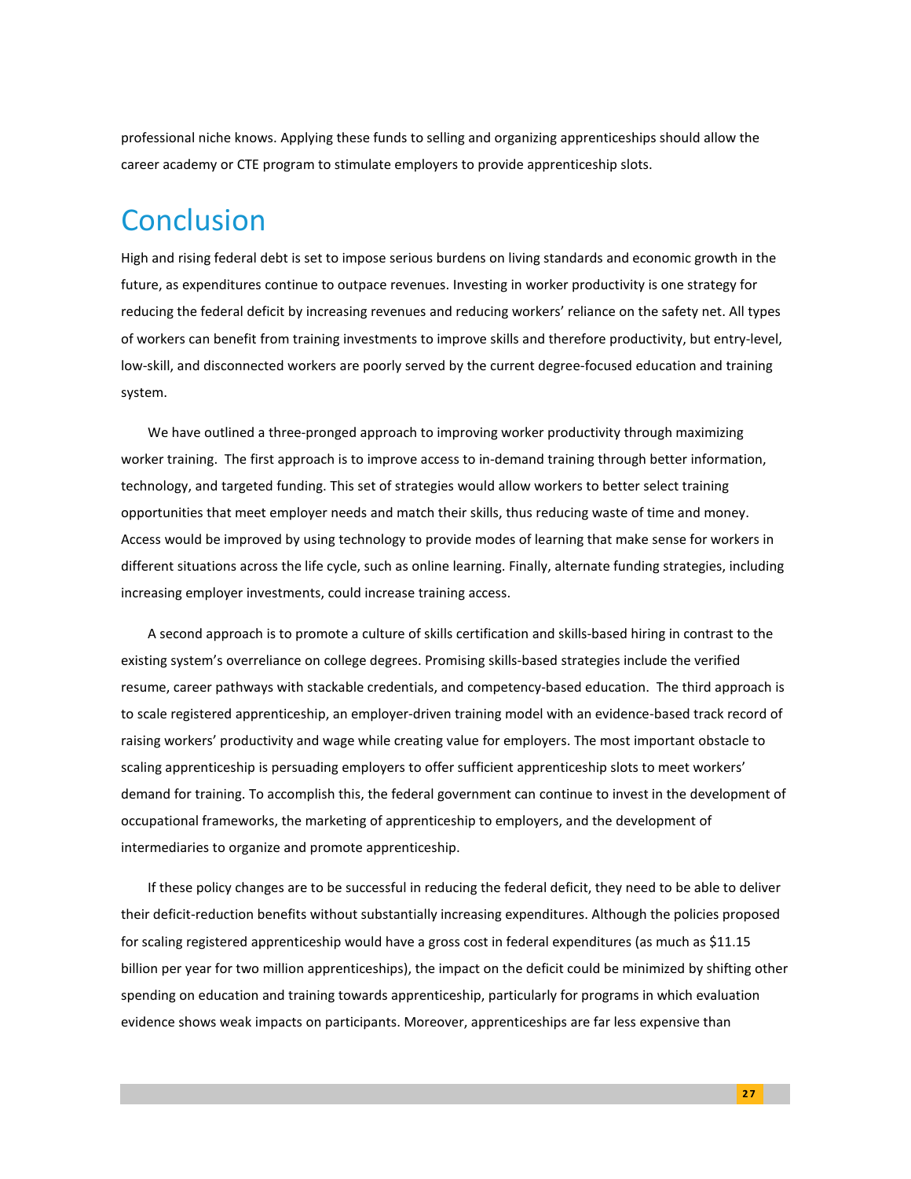professional niche knows. Applying these funds to selling and organizing apprenticeships should allow the career academy or CTE program to stimulate employers to provide apprenticeship slots.

# Conclusion

High and rising federal debt is set to impose serious burdens on living standards and economic growth in the future, as expenditures continue to outpace revenues. Investing in worker productivity is one strategy for reducing the federal deficit by increasing revenues and reducing workers' reliance on the safety net. All types of workers can benefit from training investments to improve skills and therefore productivity, but entry-level, low-skill, and disconnected workers are poorly served by the current degree-focused education and training system.

We have outlined a three-pronged approach to improving worker productivity through maximizing worker training. The first approach is to improve access to in-demand training through better information, technology, and targeted funding. This set of strategies would allow workers to better select training opportunities that meet employer needs and match their skills, thus reducing waste of time and money. Access would be improved by using technology to provide modes of learning that make sense for workers in different situations across the life cycle, such as online learning. Finally, alternate funding strategies, including increasing employer investments, could increase training access.

A second approach is to promote a culture of skills certification and skills-based hiring in contrast to the existing system's overreliance on college degrees. Promising skills-based strategies include the verified resume, career pathways with stackable credentials, and competency-based education. The third approach is to scale registered apprenticeship, an employer-driven training model with an evidence-based track record of raising workers' productivity and wage while creating value for employers. The most important obstacle to scaling apprenticeship is persuading employers to offer sufficient apprenticeship slots to meet workers' demand for training. To accomplish this, the federal government can continue to invest in the development of occupational frameworks, the marketing of apprenticeship to employers, and the development of intermediaries to organize and promote apprenticeship.

If these policy changes are to be successful in reducing the federal deficit, they need to be able to deliver their deficit-reduction benefits without substantially increasing expenditures. Although the policies proposed for scaling registered apprenticeship would have a gross cost in federal expenditures (as much as $11.15 billion per year for two million apprenticeships), the impact on the deficit could be minimized by shifting other spending on education and training towards apprenticeship, particularly for programs in which evaluation evidence shows weak impacts on participants. Moreover, apprenticeships are far less expensive than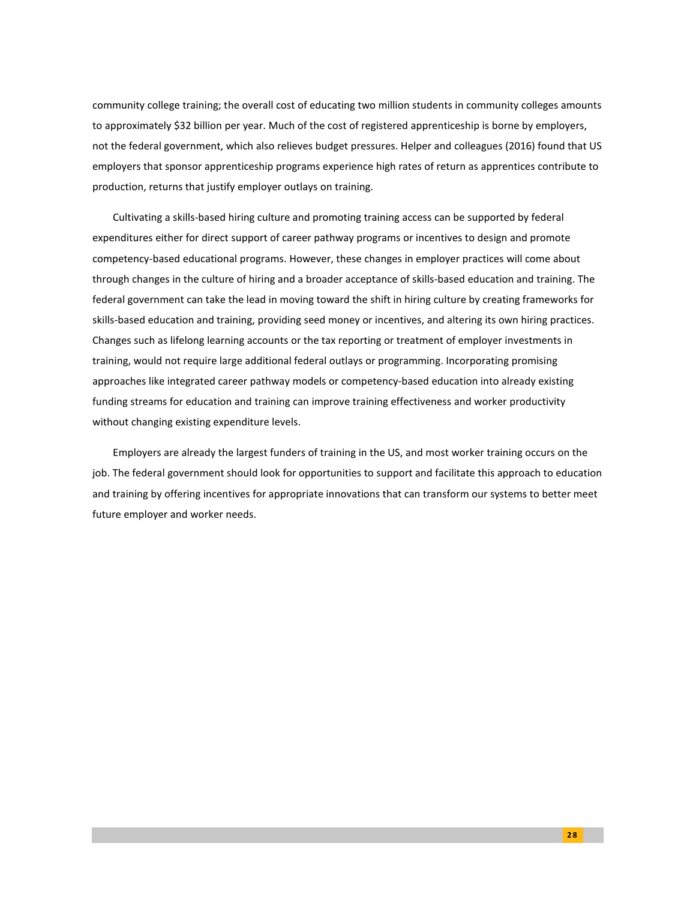community college training; the overall cost of educating two million students in community colleges amounts to approximately $32 billion per year. Much of the cost of registered apprenticeship is borne by employers, not the federal government, which also relieves budget pressures. Helper and colleagues (2016) found that US employers that sponsor apprenticeship programs experience high rates of return as apprentices contribute to production, returns that justify employer outlays on training.

Cultivating a skills-based hiring culture and promoting training access can be supported by federal expenditures either for direct support of career pathway programs or incentives to design and promote competency-based educational programs. However, these changes in employer practices will come about through changes in the culture of hiring and a broader acceptance of skills-based education and training. The federal government can take the lead in moving toward the shift in hiring culture by creating frameworks for skills-based education and training, providing seed money or incentives, and altering its own hiring practices. Changes such as lifelong learning accounts or the tax reporting or treatment of employer investments in training, would not require large additional federal outlays or programming. Incorporating promising approaches like integrated career pathway models or competency-based education into already existing funding streams for education and training can improve training effectiveness and worker productivity without changing existing expenditure levels.

Employers are already the largest funders of training in the US, and most worker training occurs on the job. The federal government should look for opportunities to support and facilitate this approach to education and training by offering incentives for appropriate innovations that can transform our systems to better meet future employer and worker needs.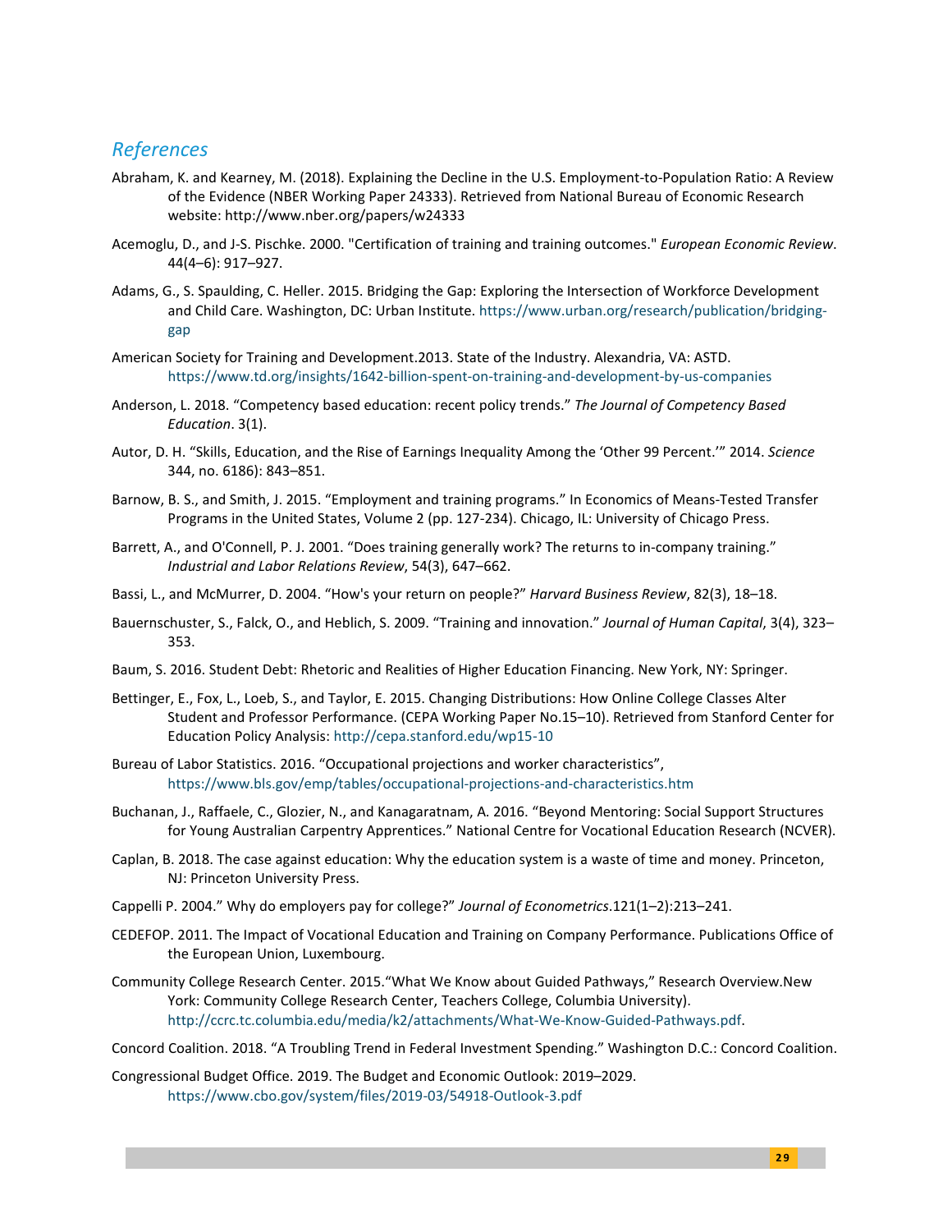## *References*

Abraham, K. and Kearney, M. (2018). Explaining the Decline in the U.S. Employment-to-Population Ratio: A Review of the Evidence (NBER Working Paper 24333). Retrieved from National Bureau of Economic Research website: http://www.nber.org/papers/w24333

Acemoglu, D., and J-S. Pischke. 2000. "Certification of training and training outcomes." *European Economic Review*. 44(4–6): 917–927.

Adams, G., S. Spaulding, C. Heller. 2015. Bridging the Gap: Exploring the Intersection of Workforce Development and Child Care. Washington, DC: Urban Institute. https://www.urban.org/research/publication/bridging-gap

American Society for Training and Development.2013. State of the Industry. Alexandria, VA: ASTD. https://www.td.org/insights/1642-billion-spent-on-training-and-development-by-us-companies

Anderson, L. 2018. "Competency based education: recent policy trends." *The Journal of Competency Based Education*. 3(1).

Autor, D. H. "Skills, Education, and the Rise of Earnings Inequality Among the 'Other 99 Percent.'" 2014. *Science* 344, no. 6186): 843–851.

Barnow, B. S., and Smith, J. 2015. "Employment and training programs." In Economics of Means-Tested Transfer Programs in the United States, Volume 2 (pp. 127-234). Chicago, IL: University of Chicago Press.

Barrett, A., and O'Connell, P. J. 2001. "Does training generally work? The returns to in-company training." *Industrial and Labor Relations Review*, 54(3), 647–662.

Bassi, L., and McMurrer, D. 2004. "How's your return on people?" *Harvard Business Review*, 82(3), 18–18.

Bauernschuster, S., Falck, O., and Heblich, S. 2009. "Training and innovation." *Journal of Human Capital*, 3(4), 323–353.

Baum, S. 2016. Student Debt: Rhetoric and Realities of Higher Education Financing. New York, NY: Springer.

Bettinger, E., Fox, L., Loeb, S., and Taylor, E. 2015. Changing Distributions: How Online College Classes Alter Student and Professor Performance. (CEPA Working Paper No.15–10). Retrieved from Stanford Center for Education Policy Analysis: http://cepa.stanford.edu/wp15-10

Bureau of Labor Statistics. 2016. "Occupational projections and worker characteristics", https://www.bls.gov/emp/tables/occupational-projections-and-characteristics.htm

Buchanan, J., Raffaele, C., Glozier, N., and Kanagaratnam, A. 2016. "Beyond Mentoring: Social Support Structures for Young Australian Carpentry Apprentices." National Centre for Vocational Education Research (NCVER).

Caplan, B. 2018. The case against education: Why the education system is a waste of time and money. Princeton, NJ: Princeton University Press.

Cappelli P. 2004." Why do employers pay for college?" *Journal of Econometrics*.121(1–2):213–241.

CEDEFOP. 2011. The Impact of Vocational Education and Training on Company Performance. Publications Office of the European Union, Luxembourg.

Community College Research Center. 2015."What We Know about Guided Pathways," Research Overview.New York: Community College Research Center, Teachers College, Columbia University). http://ccrc.tc.columbia.edu/media/k2/attachments/What-We-Know-Guided-Pathways.pdf.

Concord Coalition. 2018. "A Troubling Trend in Federal Investment Spending." Washington D.C.: Concord Coalition.

Congressional Budget Office. 2019. The Budget and Economic Outlook: 2019–2029. https://www.cbo.gov/system/files/2019-03/54918-Outlook-3.pdf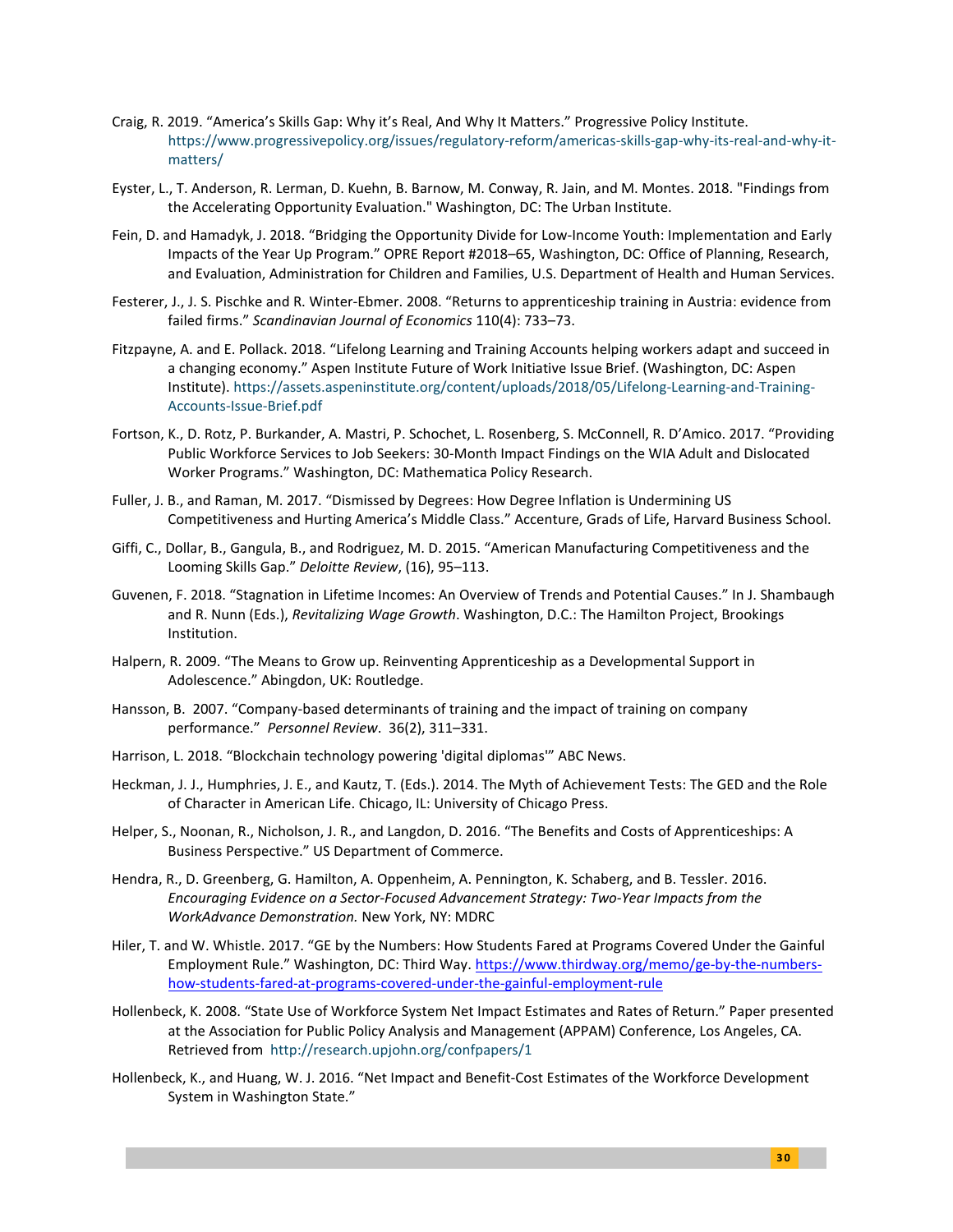Craig, R. 2019. “America’s Skills Gap: Why it’s Real, And Why It Matters.” Progressive Policy Institute. https://www.progressivepolicy.org/issues/regulatory-reform/americas-skills-gap-why-its-real-and-why-it-matters/

Eyster, L., T. Anderson, R. Lerman, D. Kuehn, B. Barnow, M. Conway, R. Jain, and M. Montes. 2018. "Findings from the Accelerating Opportunity Evaluation." Washington, DC: The Urban Institute.

Fein, D. and Hamadyk, J. 2018. “Bridging the Opportunity Divide for Low-Income Youth: Implementation and Early Impacts of the Year Up Program.” OPRE Report #2018–65, Washington, DC: Office of Planning, Research, and Evaluation, Administration for Children and Families, U.S. Department of Health and Human Services.

Festerer, J., J. S. Pischke and R. Winter-Ebmer. 2008. “Returns to apprenticeship training in Austria: evidence from failed firms.” *Scandinavian Journal of Economics* 110(4): 733–73.

Fitzpayne, A. and E. Pollack. 2018. “Lifelong Learning and Training Accounts helping workers adapt and succeed in a changing economy.” Aspen Institute Future of Work Initiative Issue Brief. (Washington, DC: Aspen Institute). https://assets.aspeninstitute.org/content/uploads/2018/05/Lifelong-Learning-and-Training-Accounts-Issue-Brief.pdf

Fortson, K., D. Rotz, P. Burkander, A. Mastri, P. Schochet, L. Rosenberg, S. McConnell, R. D’Amico. 2017. “Providing Public Workforce Services to Job Seekers: 30-Month Impact Findings on the WIA Adult and Dislocated Worker Programs.” Washington, DC: Mathematica Policy Research.

Fuller, J. B., and Raman, M. 2017. “Dismissed by Degrees: How Degree Inflation is Undermining US Competitiveness and Hurting America’s Middle Class.” Accenture, Grads of Life, Harvard Business School.

Giffi, C., Dollar, B., Gangula, B., and Rodriguez, M. D. 2015. “American Manufacturing Competitiveness and the Looming Skills Gap.” *Deloitte Review*, (16), 95–113.

Guvenen, F. 2018. “Stagnation in Lifetime Incomes: An Overview of Trends and Potential Causes.” In J. Shambaugh and R. Nunn (Eds.), *Revitalizing Wage Growth*. Washington, D.C.: The Hamilton Project, Brookings Institution.

Halpern, R. 2009. “The Means to Grow up. Reinventing Apprenticeship as a Developmental Support in Adolescence.” Abingdon, UK: Routledge.

Hansson, B. 2007. “Company-based determinants of training and the impact of training on company performance.” *Personnel Review*. 36(2), 311–331.

Harrison, L. 2018. “Blockchain technology powering 'digital diplomas'” ABC News.

Heckman, J. J., Humphries, J. E., and Kautz, T. (Eds.). 2014. The Myth of Achievement Tests: The GED and the Role of Character in American Life. Chicago, IL: University of Chicago Press.

Helper, S., Noonan, R., Nicholson, J. R., and Langdon, D. 2016. “The Benefits and Costs of Apprenticeships: A Business Perspective.” US Department of Commerce.

Hendra, R., D. Greenberg, G. Hamilton, A. Oppenheim, A. Pennington, K. Schaberg, and B. Tessler. 2016. *Encouraging Evidence on a Sector-Focused Advancement Strategy: Two-Year Impacts from the WorkAdvance Demonstration.* New York, NY: MDRC

Hiler, T. and W. Whistle. 2017. “GE by the Numbers: How Students Fared at Programs Covered Under the Gainful Employment Rule.” Washington, DC: Third Way. https://www.thirdway.org/memo/ge-by-the-numbers-how-students-fared-at-programs-covered-under-the-gainful-employment-rule

Hollenbeck, K. 2008. “State Use of Workforce System Net Impact Estimates and Rates of Return.” Paper presented at the Association for Public Policy Analysis and Management (APPAM) Conference, Los Angeles, CA. Retrieved from http://research.upjohn.org/confpapers/1

Hollenbeck, K., and Huang, W. J. 2016. “Net Impact and Benefit-Cost Estimates of the Workforce Development System in Washington State.”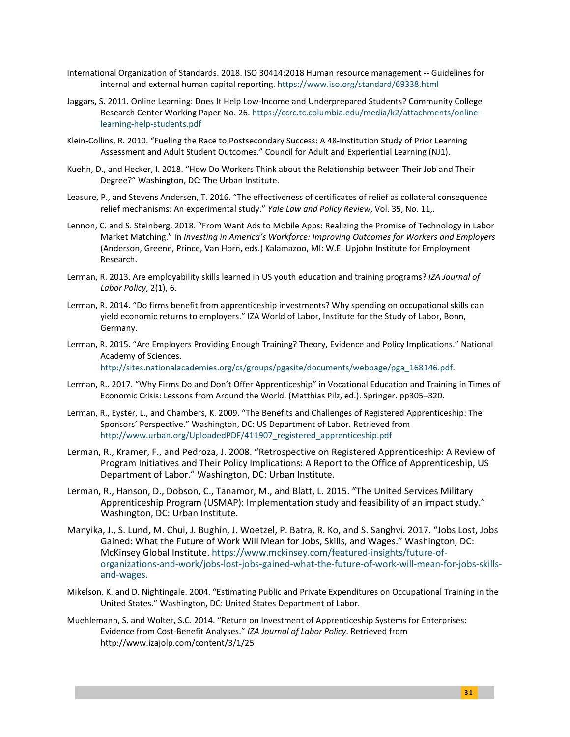International Organization of Standards. 2018. ISO 30414:2018 Human resource management -- Guidelines for internal and external human capital reporting. https://www.iso.org/standard/69338.html

Jaggars, S. 2011. Online Learning: Does It Help Low-Income and Underprepared Students? Community College Research Center Working Paper No. 26. https://ccrc.tc.columbia.edu/media/k2/attachments/online-learning-help-students.pdf

Klein-Collins, R. 2010. "Fueling the Race to Postsecondary Success: A 48-Institution Study of Prior Learning Assessment and Adult Student Outcomes." Council for Adult and Experiential Learning (NJ1).

Kuehn, D., and Hecker, I. 2018. "How Do Workers Think about the Relationship between Their Job and Their Degree?" Washington, DC: The Urban Institute.

Leasure, P., and Stevens Andersen, T. 2016. "The effectiveness of certificates of relief as collateral consequence relief mechanisms: An experimental study." *Yale Law and Policy Review*, Vol. 35, No. 11,.

Lennon, C. and S. Steinberg. 2018. "From Want Ads to Mobile Apps: Realizing the Promise of Technology in Labor Market Matching." In *Investing in America's Workforce: Improving Outcomes for Workers and Employers* (Anderson, Greene, Prince, Van Horn, eds.) Kalamazoo, MI: W.E. Upjohn Institute for Employment Research.

Lerman, R. 2013. Are employability skills learned in US youth education and training programs? *IZA Journal of Labor Policy*, 2(1), 6.

Lerman, R. 2014. "Do firms benefit from apprenticeship investments? Why spending on occupational skills can yield economic returns to employers." IZA World of Labor, Institute for the Study of Labor, Bonn, Germany.

Lerman, R. 2015. "Are Employers Providing Enough Training? Theory, Evidence and Policy Implications." National Academy of Sciences. http://sites.nationalacademies.org/cs/groups/pgasite/documents/webpage/pga_168146.pdf.

Lerman, R.. 2017. "Why Firms Do and Don't Offer Apprenticeship" in Vocational Education and Training in Times of Economic Crisis: Lessons from Around the World. (Matthias Pilz, ed.). Springer. pp305–320.

Lerman, R., Eyster, L., and Chambers, K. 2009. "The Benefits and Challenges of Registered Apprenticeship: The Sponsors' Perspective." Washington, DC: US Department of Labor. Retrieved from http://www.urban.org/UploadedPDF/411907_registered_apprenticeship.pdf

Lerman, R., Kramer, F., and Pedroza, J. 2008. "Retrospective on Registered Apprenticeship: A Review of Program Initiatives and Their Policy Implications: A Report to the Office of Apprenticeship, US Department of Labor." Washington, DC: Urban Institute.

Lerman, R., Hanson, D., Dobson, C., Tanamor, M., and Blatt, L. 2015. "The United Services Military Apprenticeship Program (USMAP): Implementation study and feasibility of an impact study." Washington, DC: Urban Institute.

Manyika, J., S. Lund, M. Chui, J. Bughin, J. Woetzel, P. Batra, R. Ko, and S. Sanghvi. 2017. "Jobs Lost, Jobs Gained: What the Future of Work Will Mean for Jobs, Skills, and Wages." Washington, DC: McKinsey Global Institute. https://www.mckinsey.com/featured-insights/future-of-organizations-and-work/jobs-lost-jobs-gained-what-the-future-of-work-will-mean-for-jobs-skills-and-wages.

Mikelson, K. and D. Nightingale. 2004. "Estimating Public and Private Expenditures on Occupational Training in the United States." Washington, DC: United States Department of Labor.

Muehlemann, S. and Wolter, S.C. 2014. "Return on Investment of Apprenticeship Systems for Enterprises: Evidence from Cost-Benefit Analyses." *IZA Journal of Labor Policy*. Retrieved from http://www.izajolp.com/content/3/1/25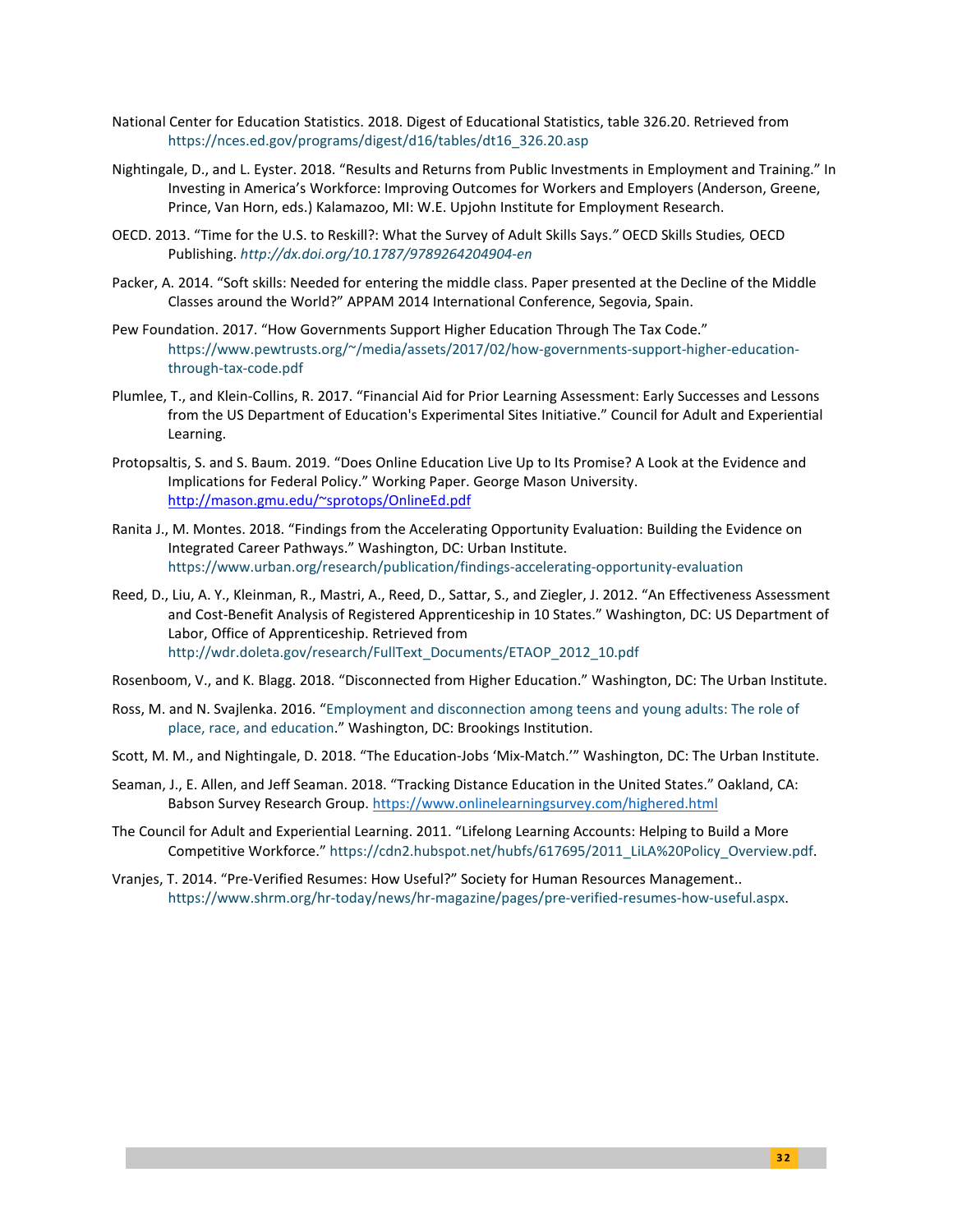National Center for Education Statistics. 2018. Digest of Educational Statistics, table 326.20. Retrieved from https://nces.ed.gov/programs/digest/d16/tables/dt16_326.20.asp

Nightingale, D., and L. Eyster. 2018. "Results and Returns from Public Investments in Employment and Training." In Investing in America's Workforce: Improving Outcomes for Workers and Employers (Anderson, Greene, Prince, Van Horn, eds.) Kalamazoo, MI: W.E. Upjohn Institute for Employment Research.

OECD. 2013. "Time for the U.S. to Reskill?: What the Survey of Adult Skills Says." OECD Skills Studies, OECD Publishing. *http://dx.doi.org/10.1787/9789264204904-en*

Packer, A. 2014. "Soft skills: Needed for entering the middle class. Paper presented at the Decline of the Middle Classes around the World?" APPAM 2014 International Conference, Segovia, Spain.

Pew Foundation. 2017. "How Governments Support Higher Education Through The Tax Code." https://www.pewtrusts.org/~/media/assets/2017/02/how-governments-support-higher-education-through-tax-code.pdf

Plumlee, T., and Klein-Collins, R. 2017. "Financial Aid for Prior Learning Assessment: Early Successes and Lessons from the US Department of Education's Experimental Sites Initiative." Council for Adult and Experiential Learning.

Protopsaltis, S. and S. Baum. 2019. "Does Online Education Live Up to Its Promise? A Look at the Evidence and Implications for Federal Policy." Working Paper. George Mason University. http://mason.gmu.edu/~sprotops/OnlineEd.pdf

Ranita J., M. Montes. 2018. "Findings from the Accelerating Opportunity Evaluation: Building the Evidence on Integrated Career Pathways." Washington, DC: Urban Institute. https://www.urban.org/research/publication/findings-accelerating-opportunity-evaluation

Reed, D., Liu, A. Y., Kleinman, R., Mastri, A., Reed, D., Sattar, S., and Ziegler, J. 2012. "An Effectiveness Assessment and Cost-Benefit Analysis of Registered Apprenticeship in 10 States." Washington, DC: US Department of Labor, Office of Apprenticeship. Retrieved from http://wdr.doleta.gov/research/FullText_Documents/ETAOP_2012_10.pdf

Rosenboom, V., and K. Blagg. 2018. "Disconnected from Higher Education." Washington, DC: The Urban Institute.

Ross, M. and N. Svajlenka. 2016. "Employment and disconnection among teens and young adults: The role of place, race, and education." Washington, DC: Brookings Institution.

Scott, M. M., and Nightingale, D. 2018. "The Education-Jobs 'Mix-Match.'" Washington, DC: The Urban Institute.

Seaman, J., E. Allen, and Jeff Seaman. 2018. "Tracking Distance Education in the United States." Oakland, CA: Babson Survey Research Group. https://www.onlinelearningsurvey.com/highered.html

The Council for Adult and Experiential Learning. 2011. "Lifelong Learning Accounts: Helping to Build a More Competitive Workforce." https://cdn2.hubspot.net/hubfs/617695/2011_LiLA%20Policy_Overview.pdf.

Vranjes, T. 2014. "Pre-Verified Resumes: How Useful?" Society for Human Resources Management.. https://www.shrm.org/hr-today/news/hr-magazine/pages/pre-verified-resumes-how-useful.aspx.